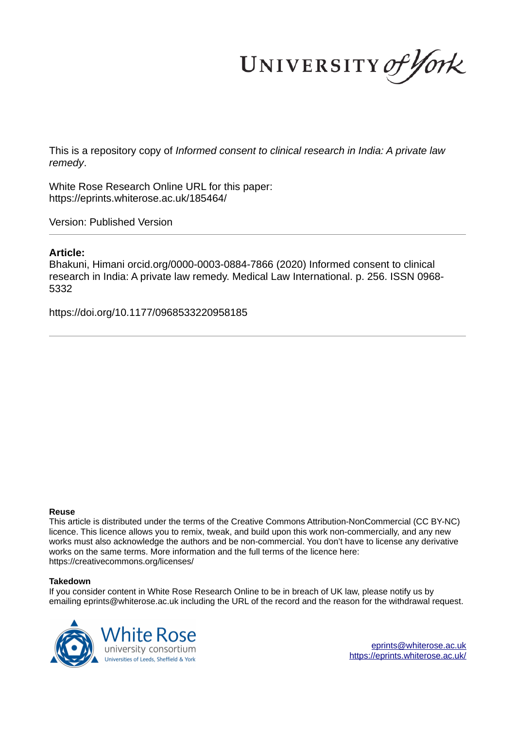UNIVERSITY *of York*

This is a repository copy of *Informed consent to clinical research in India: A private law remedy*.

White Rose Research Online URL for this paper:
https://eprints.whiterose.ac.uk/185464/

Version: Published Version

**Article:**

Bhakuni, Himani orcid.org/0000-0003-0884-7866 (2020) Informed consent to clinical research in India: A private law remedy. Medical Law International. p. 256. ISSN 0968-5332

https://doi.org/10.1177/0968533220958185

**Reuse**

This article is distributed under the terms of the Creative Commons Attribution-NonCommercial (CC BY-NC) licence. This licence allows you to remix, tweak, and build upon this work non-commercially, and any new works must also acknowledge the authors and be non-commercial. You don't have to license any derivative works on the same terms. More information and the full terms of the licence here: https://creativecommons.org/licenses/

**Takedown**

If you consider content in White Rose Research Online to be in breach of UK law, please notify us by emailing eprints@whiterose.ac.uk including the URL of the record and the reason for the withdrawal request.

White Rose university consortium
Universities of Leeds, Sheffield & York

eprints@whiterose.ac.uk
https://eprints.whiterose.ac.uk/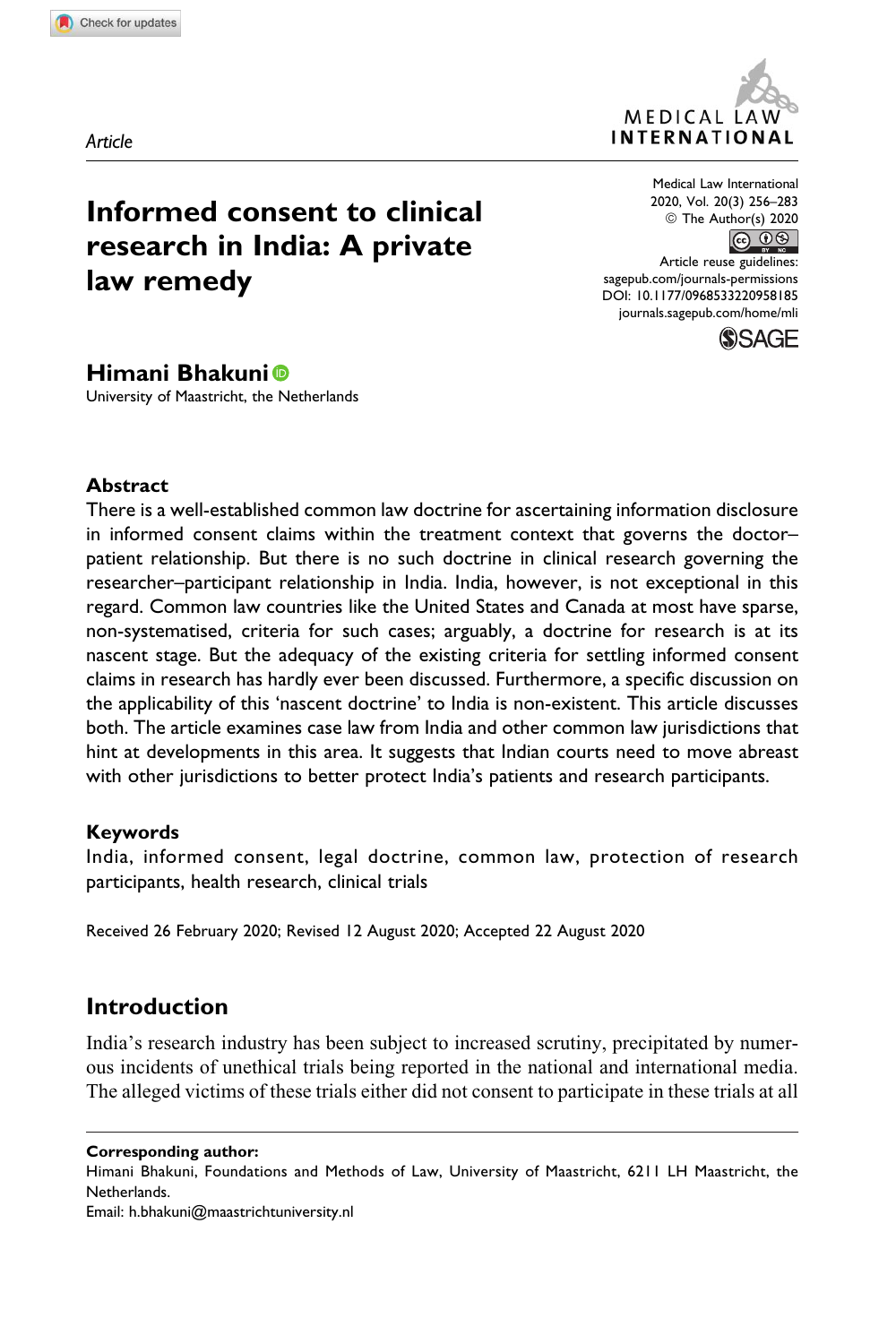*Article*

# Informed consent to clinical research in India: A private law remedy

**Himani Bhakuni**
University of Maastricht, the Netherlands

Medical Law International
2020, Vol. 20(3) 256–283
© The Author(s) 2020
Article reuse guidelines:
sagepub.com/journals-permissions
DOI: 10.1177/0968533220958185
journals.sagepub.com/home/mli

### Abstract

There is a well-established common law doctrine for ascertaining information disclosure in informed consent claims within the treatment context that governs the doctor–patient relationship. But there is no such doctrine in clinical research governing the researcher–participant relationship in India. India, however, is not exceptional in this regard. Common law countries like the United States and Canada at most have sparse, non-systematised, criteria for such cases; arguably, a doctrine for research is at its nascent stage. But the adequacy of the existing criteria for settling informed consent claims in research has hardly ever been discussed. Furthermore, a specific discussion on the applicability of this 'nascent doctrine' to India is non-existent. This article discusses both. The article examines case law from India and other common law jurisdictions that hint at developments in this area. It suggests that Indian courts need to move abreast with other jurisdictions to better protect India's patients and research participants.

### Keywords

India, informed consent, legal doctrine, common law, protection of research participants, health research, clinical trials

Received 26 February 2020; Revised 12 August 2020; Accepted 22 August 2020

## Introduction

India's research industry has been subject to increased scrutiny, precipitated by numerous incidents of unethical trials being reported in the national and international media. The alleged victims of these trials either did not consent to participate in these trials at all

**Corresponding author:**
Himani Bhakuni, Foundations and Methods of Law, University of Maastricht, 6211 LH Maastricht, the Netherlands.
Email: h.bhakuni@maastrichtuniversity.nl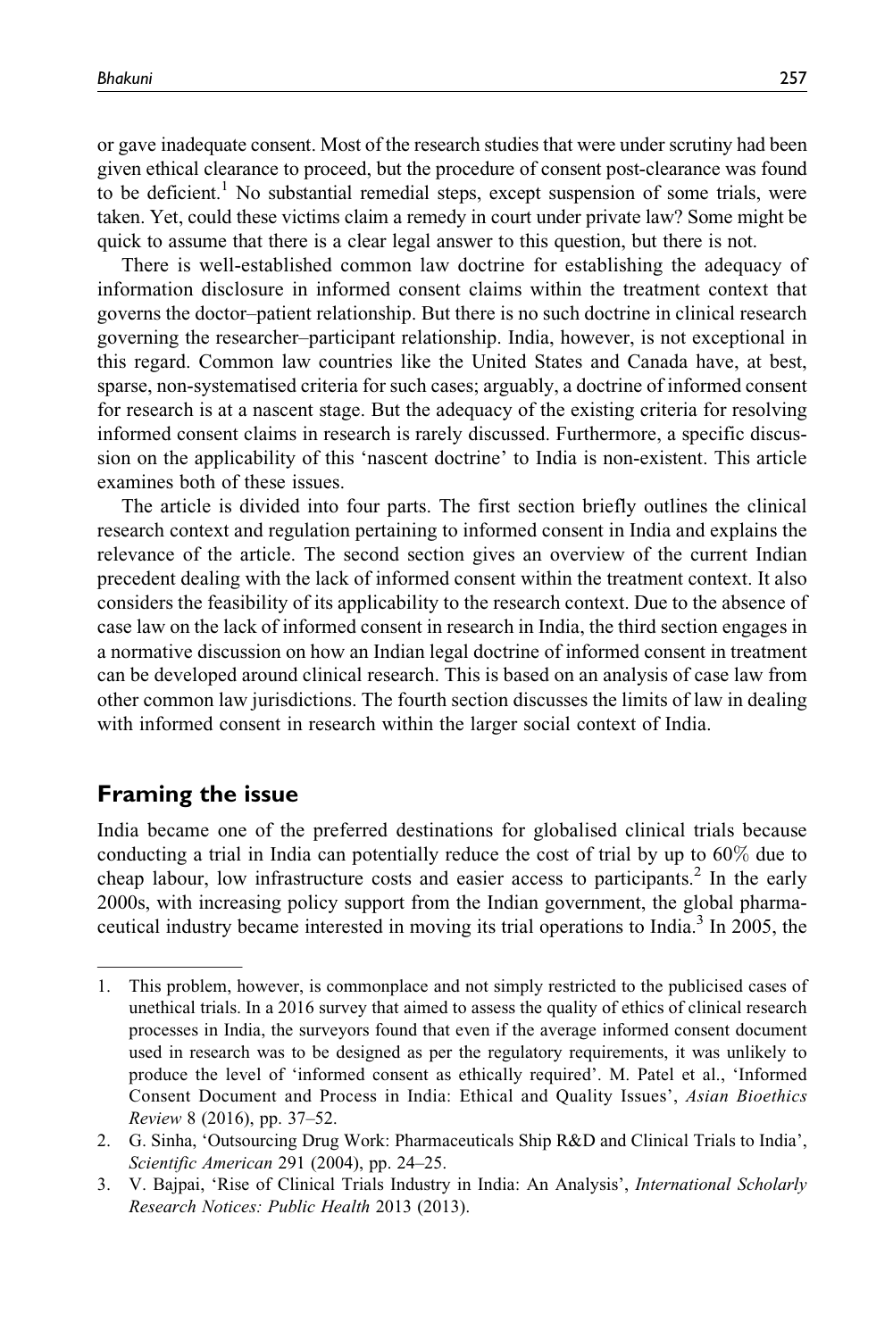or gave inadequate consent. Most of the research studies that were under scrutiny had been given ethical clearance to proceed, but the procedure of consent post-clearance was found to be deficient.[1] No substantial remedial steps, except suspension of some trials, were taken. Yet, could these victims claim a remedy in court under private law? Some might be quick to assume that there is a clear legal answer to this question, but there is not.

There is well-established common law doctrine for establishing the adequacy of information disclosure in informed consent claims within the treatment context that governs the doctor–patient relationship. But there is no such doctrine in clinical research governing the researcher–participant relationship. India, however, is not exceptional in this regard. Common law countries like the United States and Canada have, at best, sparse, non-systematised criteria for such cases; arguably, a doctrine of informed consent for research is at a nascent stage. But the adequacy of the existing criteria for resolving informed consent claims in research is rarely discussed. Furthermore, a specific discussion on the applicability of this 'nascent doctrine' to India is non-existent. This article examines both of these issues.

The article is divided into four parts. The first section briefly outlines the clinical research context and regulation pertaining to informed consent in India and explains the relevance of the article. The second section gives an overview of the current Indian precedent dealing with the lack of informed consent within the treatment context. It also considers the feasibility of its applicability to the research context. Due to the absence of case law on the lack of informed consent in research in India, the third section engages in a normative discussion on how an Indian legal doctrine of informed consent in treatment can be developed around clinical research. This is based on an analysis of case law from other common law jurisdictions. The fourth section discusses the limits of law in dealing with informed consent in research within the larger social context of India.

## Framing the issue

India became one of the preferred destinations for globalised clinical trials because conducting a trial in India can potentially reduce the cost of trial by up to 60% due to cheap labour, low infrastructure costs and easier access to participants.[2] In the early 2000s, with increasing policy support from the Indian government, the global pharmaceutical industry became interested in moving its trial operations to India.[3] In 2005, the

---

1. This problem, however, is commonplace and not simply restricted to the publicised cases of unethical trials. In a 2016 survey that aimed to assess the quality of ethics of clinical research processes in India, the surveyors found that even if the average informed consent document used in research was to be designed as per the regulatory requirements, it was unlikely to produce the level of 'informed consent as ethically required'. M. Patel et al., 'Informed Consent Document and Process in India: Ethical and Quality Issues', *Asian Bioethics Review* 8 (2016), pp. 37–52.
2. G. Sinha, 'Outsourcing Drug Work: Pharmaceuticals Ship R&D and Clinical Trials to India', *Scientific American* 291 (2004), pp. 24–25.
3. V. Bajpai, 'Rise of Clinical Trials Industry in India: An Analysis', *International Scholarly Research Notices: Public Health* 2013 (2013).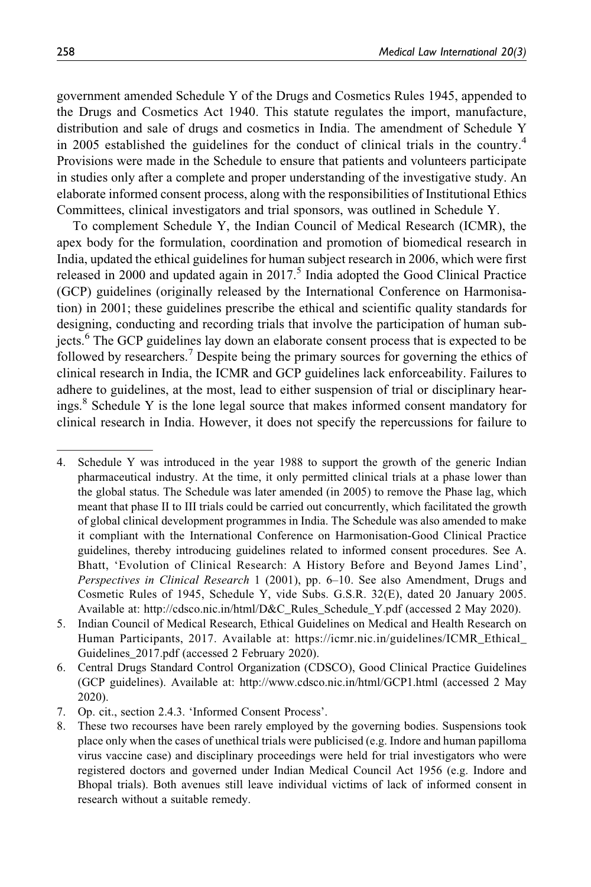government amended Schedule Y of the Drugs and Cosmetics Rules 1945, appended to the Drugs and Cosmetics Act 1940. This statute regulates the import, manufacture, distribution and sale of drugs and cosmetics in India. The amendment of Schedule Y in 2005 established the guidelines for the conduct of clinical trials in the country.[4] Provisions were made in the Schedule to ensure that patients and volunteers participate in studies only after a complete and proper understanding of the investigative study. An elaborate informed consent process, along with the responsibilities of Institutional Ethics Committees, clinical investigators and trial sponsors, was outlined in Schedule Y.

To complement Schedule Y, the Indian Council of Medical Research (ICMR), the apex body for the formulation, coordination and promotion of biomedical research in India, updated the ethical guidelines for human subject research in 2006, which were first released in 2000 and updated again in 2017.[5] India adopted the Good Clinical Practice (GCP) guidelines (originally released by the International Conference on Harmonisation) in 2001; these guidelines prescribe the ethical and scientific quality standards for designing, conducting and recording trials that involve the participation of human subjects.[6] The GCP guidelines lay down an elaborate consent process that is expected to be followed by researchers.[7] Despite being the primary sources for governing the ethics of clinical research in India, the ICMR and GCP guidelines lack enforceability. Failures to adhere to guidelines, at the most, lead to either suspension of trial or disciplinary hearings.[8] Schedule Y is the lone legal source that makes informed consent mandatory for clinical research in India. However, it does not specify the repercussions for failure to

---

4. Schedule Y was introduced in the year 1988 to support the growth of the generic Indian pharmaceutical industry. At the time, it only permitted clinical trials at a phase lower than the global status. The Schedule was later amended (in 2005) to remove the Phase lag, which meant that phase II to III trials could be carried out concurrently, which facilitated the growth of global clinical development programmes in India. The Schedule was also amended to make it compliant with the International Conference on Harmonisation-Good Clinical Practice guidelines, thereby introducing guidelines related to informed consent procedures. See A. Bhatt, 'Evolution of Clinical Research: A History Before and Beyond James Lind', *Perspectives in Clinical Research* 1 (2001), pp. 6–10. See also Amendment, Drugs and Cosmetic Rules of 1945, Schedule Y, vide Subs. G.S.R. 32(E), dated 20 January 2005. Available at: http://cdsco.nic.in/html/D&C_Rules_Schedule_Y.pdf (accessed 2 May 2020).
5. Indian Council of Medical Research, Ethical Guidelines on Medical and Health Research on Human Participants, 2017. Available at: https://icmr.nic.in/guidelines/ICMR_Ethical_Guidelines_2017.pdf (accessed 2 February 2020).
6. Central Drugs Standard Control Organization (CDSCO), Good Clinical Practice Guidelines (GCP guidelines). Available at: http://www.cdsco.nic.in/html/GCP1.html (accessed 2 May 2020).
7. Op. cit., section 2.4.3. 'Informed Consent Process'.
8. These two recourses have been rarely employed by the governing bodies. Suspensions took place only when the cases of unethical trials were publicised (e.g. Indore and human papilloma virus vaccine case) and disciplinary proceedings were held for trial investigators who were registered doctors and governed under Indian Medical Council Act 1956 (e.g. Indore and Bhopal trials). Both avenues still leave individual victims of lack of informed consent in research without a suitable remedy.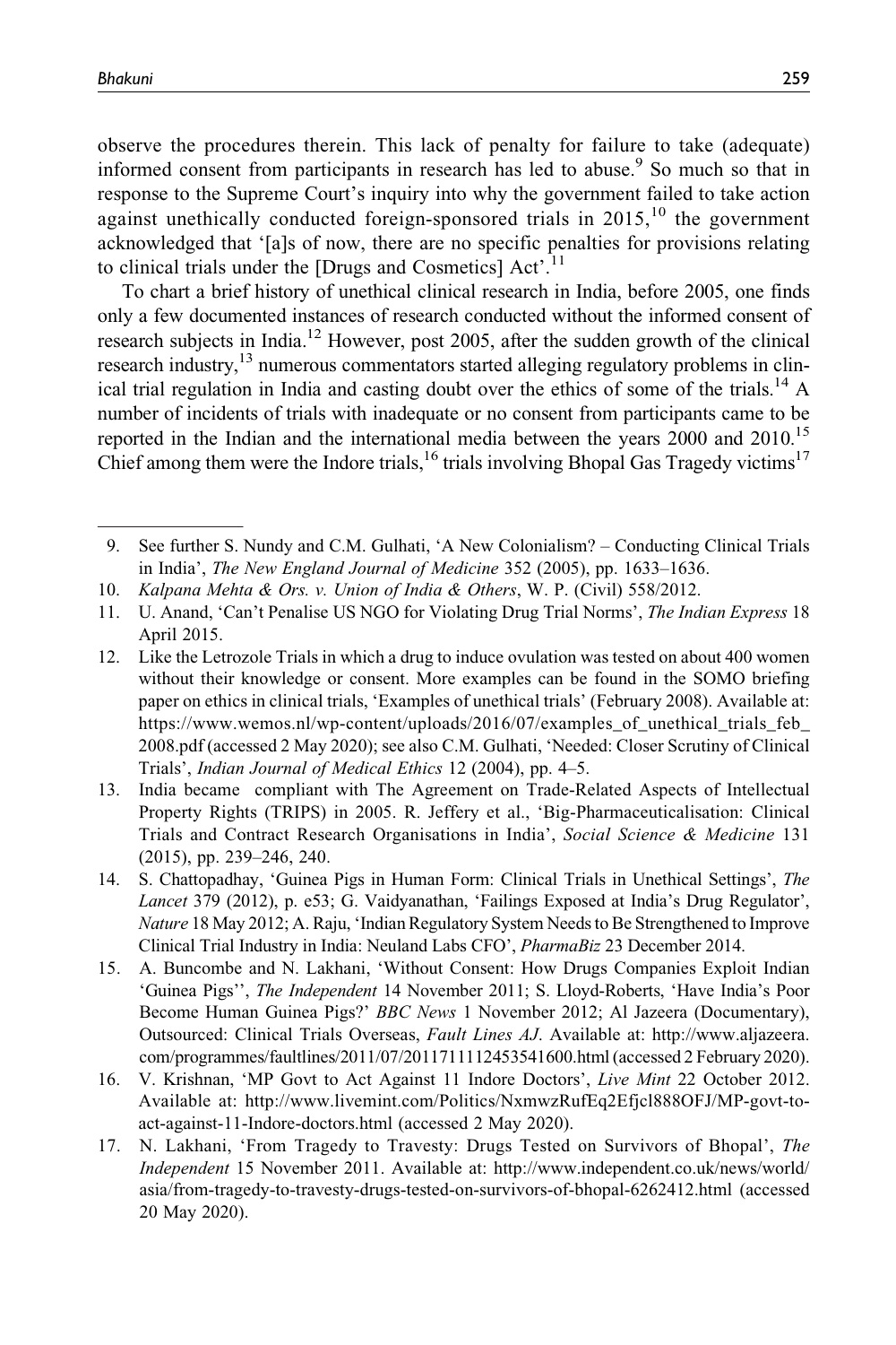observe the procedures therein. This lack of penalty for failure to take (adequate) informed consent from participants in research has led to abuse.[9] So much so that in response to the Supreme Court's inquiry into why the government failed to take action against unethically conducted foreign-sponsored trials in 2015,[10] the government acknowledged that '[a]s of now, there are no specific penalties for provisions relating to clinical trials under the [Drugs and Cosmetics] Act'.[11]

To chart a brief history of unethical clinical research in India, before 2005, one finds only a few documented instances of research conducted without the informed consent of research subjects in India.[12] However, post 2005, after the sudden growth of the clinical research industry,[13] numerous commentators started alleging regulatory problems in clinical trial regulation in India and casting doubt over the ethics of some of the trials.[14] A number of incidents of trials with inadequate or no consent from participants came to be reported in the Indian and the international media between the years 2000 and 2010.[15] Chief among them were the Indore trials,[16] trials involving Bhopal Gas Tragedy victims[17]

---

9. See further S. Nundy and C.M. Gulhati, 'A New Colonialism? – Conducting Clinical Trials in India', *The New England Journal of Medicine* 352 (2005), pp. 1633–1636.
10. *Kalpana Mehta & Ors. v. Union of India & Others*, W. P. (Civil) 558/2012.
11. U. Anand, 'Can't Penalise US NGO for Violating Drug Trial Norms', *The Indian Express* 18 April 2015.
12. Like the Letrozole Trials in which a drug to induce ovulation was tested on about 400 women without their knowledge or consent. More examples can be found in the SOMO briefing paper on ethics in clinical trials, 'Examples of unethical trials' (February 2008). Available at: https://www.wemos.nl/wp-content/uploads/2016/07/examples_of_unethical_trials_feb_2008.pdf (accessed 2 May 2020); see also C.M. Gulhati, 'Needed: Closer Scrutiny of Clinical Trials', *Indian Journal of Medical Ethics* 12 (2004), pp. 4–5.
13. India became compliant with The Agreement on Trade-Related Aspects of Intellectual Property Rights (TRIPS) in 2005. R. Jeffery et al., 'Big-Pharmaceuticalisation: Clinical Trials and Contract Research Organisations in India', *Social Science & Medicine* 131 (2015), pp. 239–246, 240.
14. S. Chattopadhay, 'Guinea Pigs in Human Form: Clinical Trials in Unethical Settings', *The Lancet* 379 (2012), p. e53; G. Vaidyanathan, 'Failings Exposed at India's Drug Regulator', *Nature* 18 May 2012; A. Raju, 'Indian Regulatory System Needs to Be Strengthened to Improve Clinical Trial Industry in India: Neuland Labs CFO', *PharmaBiz* 23 December 2014.
15. A. Buncombe and N. Lakhani, 'Without Consent: How Drugs Companies Exploit Indian 'Guinea Pigs'', *The Independent* 14 November 2011; S. Lloyd-Roberts, 'Have India's Poor Become Human Guinea Pigs?' *BBC News* 1 November 2012; Al Jazeera (Documentary), Outsourced: Clinical Trials Overseas, *Fault Lines AJ*. Available at: http://www.aljazeera.com/programmes/faultlines/2011/07/2011711112453541600.html (accessed 2 February 2020).
16. V. Krishnan, 'MP Govt to Act Against 11 Indore Doctors', *Live Mint* 22 October 2012. Available at: http://www.livemint.com/Politics/NxmwzRufEq2Efjcl888OFJ/MP-govt-to-act-against-11-Indore-doctors.html (accessed 2 May 2020).
17. N. Lakhani, 'From Tragedy to Travesty: Drugs Tested on Survivors of Bhopal', *The Independent* 15 November 2011. Available at: http://www.independent.co.uk/news/world/asia/from-tragedy-to-travesty-drugs-tested-on-survivors-of-bhopal-6262412.html (accessed 20 May 2020).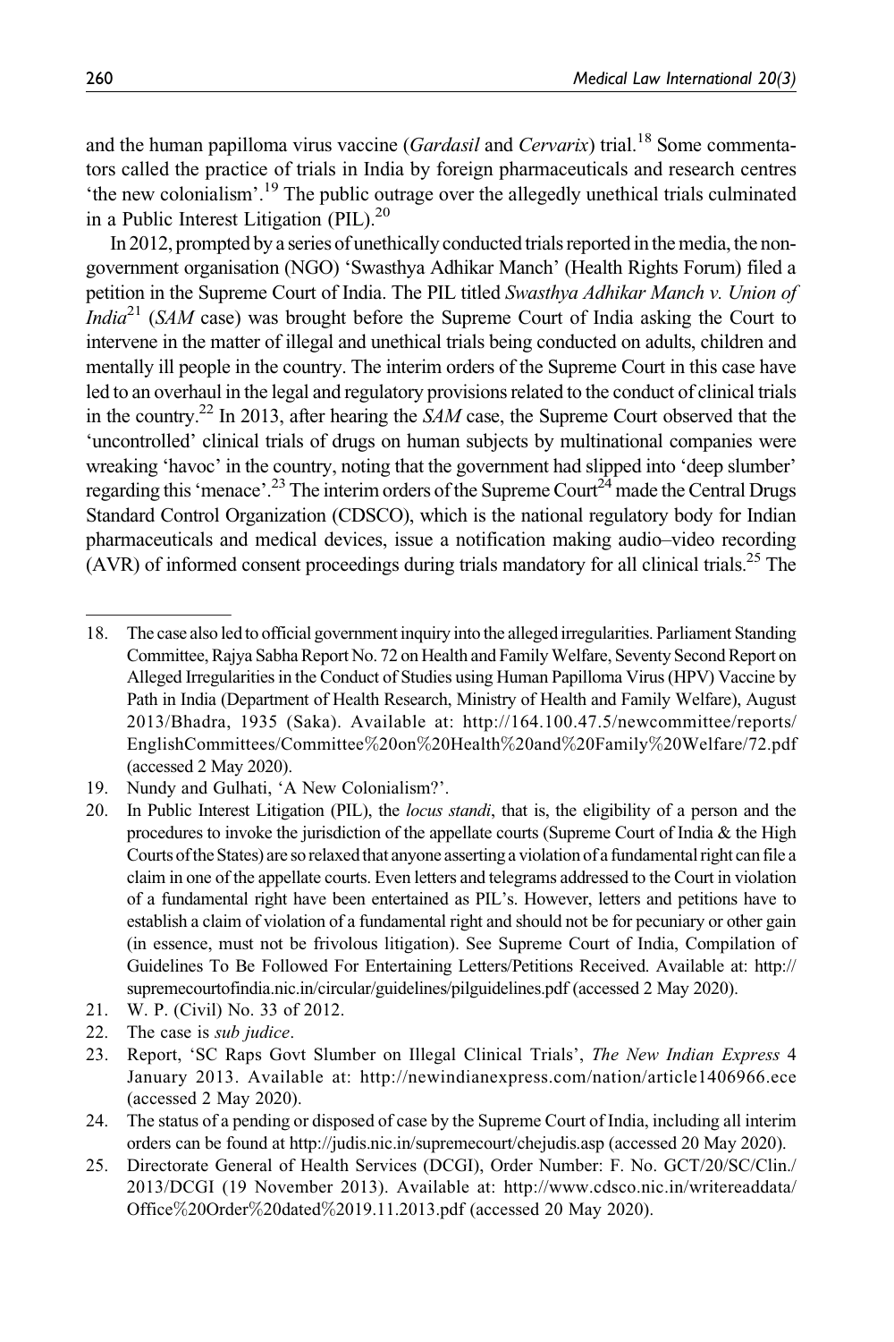and the human papilloma virus vaccine (*Gardasil* and *Cervarix*) trial.[18] Some commentators called the practice of trials in India by foreign pharmaceuticals and research centres 'the new colonialism'.[19] The public outrage over the allegedly unethical trials culminated in a Public Interest Litigation (PIL).[20]

In 2012, prompted by a series of unethically conducted trials reported in the media, the non-government organisation (NGO) 'Swasthya Adhikar Manch' (Health Rights Forum) filed a petition in the Supreme Court of India. The PIL titled *Swasthya Adhikar Manch v. Union of India*[21] (*SAM* case) was brought before the Supreme Court of India asking the Court to intervene in the matter of illegal and unethical trials being conducted on adults, children and mentally ill people in the country. The interim orders of the Supreme Court in this case have led to an overhaul in the legal and regulatory provisions related to the conduct of clinical trials in the country.[22] In 2013, after hearing the *SAM* case, the Supreme Court observed that the 'uncontrolled' clinical trials of drugs on human subjects by multinational companies were wreaking 'havoc' in the country, noting that the government had slipped into 'deep slumber' regarding this 'menace'.[23] The interim orders of the Supreme Court[24] made the Central Drugs Standard Control Organization (CDSCO), which is the national regulatory body for Indian pharmaceuticals and medical devices, issue a notification making audio–video recording (AVR) of informed consent proceedings during trials mandatory for all clinical trials.[25] The

---

18. The case also led to official government inquiry into the alleged irregularities. Parliament Standing Committee, Rajya Sabha Report No. 72 on Health and Family Welfare, Seventy Second Report on Alleged Irregularities in the Conduct of Studies using Human Papilloma Virus (HPV) Vaccine by Path in India (Department of Health Research, Ministry of Health and Family Welfare), August 2013/Bhadra, 1935 (Saka). Available at: http://164.100.47.5/newcommittee/reports/EnglishCommittees/Committee%20on%20Health%20and%20Family%20Welfare/72.pdf (accessed 2 May 2020).
19. Nundy and Gulhati, 'A New Colonialism?'.
20. In Public Interest Litigation (PIL), the *locus standi*, that is, the eligibility of a person and the procedures to invoke the jurisdiction of the appellate courts (Supreme Court of India & the High Courts of the States) are so relaxed that anyone asserting a violation of a fundamental right can file a claim in one of the appellate courts. Even letters and telegrams addressed to the Court in violation of a fundamental right have been entertained as PIL's. However, letters and petitions have to establish a claim of violation of a fundamental right and should not be for pecuniary or other gain (in essence, must not be frivolous litigation). See Supreme Court of India, Compilation of Guidelines To Be Followed For Entertaining Letters/Petitions Received. Available at: http://supremecourtofindia.nic.in/circular/guidelines/pilguidelines.pdf (accessed 2 May 2020).
21. W. P. (Civil) No. 33 of 2012.
22. The case is *sub judice*.
23. Report, 'SC Raps Govt Slumber on Illegal Clinical Trials', *The New Indian Express* 4 January 2013. Available at: http://newindianexpress.com/nation/article1406966.ece (accessed 2 May 2020).
24. The status of a pending or disposed of case by the Supreme Court of India, including all interim orders can be found at http://judis.nic.in/supremecourt/chejudis.asp (accessed 20 May 2020).
25. Directorate General of Health Services (DCGI), Order Number: F. No. GCT/20/SC/Clin./2013/DCGI (19 November 2013). Available at: http://www.cdsco.nic.in/writereaddata/Office%20Order%20dated%2019.11.2013.pdf (accessed 20 May 2020).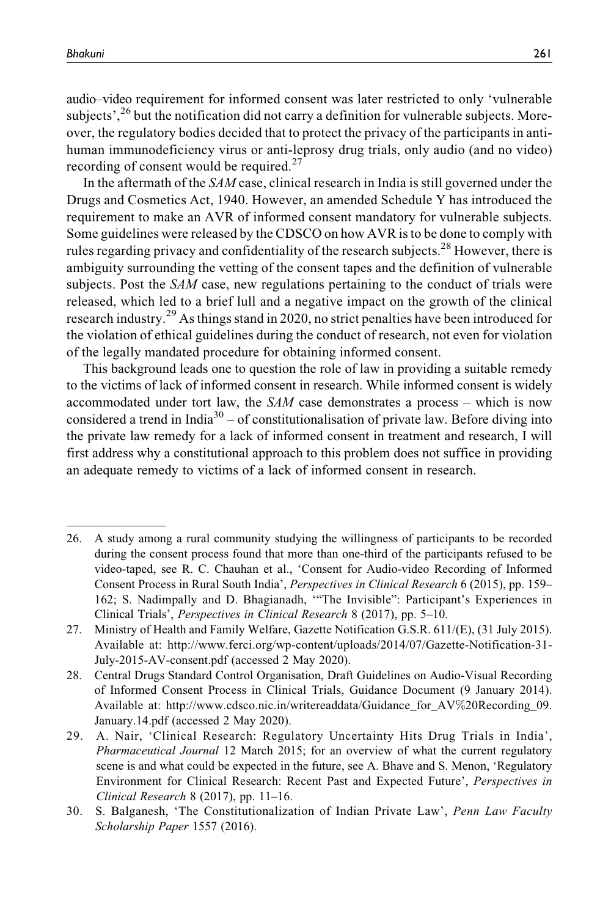audio–video requirement for informed consent was later restricted to only 'vulnerable subjects',[26] but the notification did not carry a definition for vulnerable subjects. Moreover, the regulatory bodies decided that to protect the privacy of the participants in anti-human immunodeficiency virus or anti-leprosy drug trials, only audio (and no video) recording of consent would be required.[27]

In the aftermath of the *SAM* case, clinical research in India is still governed under the Drugs and Cosmetics Act, 1940. However, an amended Schedule Y has introduced the requirement to make an AVR of informed consent mandatory for vulnerable subjects. Some guidelines were released by the CDSCO on how AVR is to be done to comply with rules regarding privacy and confidentiality of the research subjects.[28] However, there is ambiguity surrounding the vetting of the consent tapes and the definition of vulnerable subjects. Post the *SAM* case, new regulations pertaining to the conduct of trials were released, which led to a brief lull and a negative impact on the growth of the clinical research industry.[29] As things stand in 2020, no strict penalties have been introduced for the violation of ethical guidelines during the conduct of research, not even for violation of the legally mandated procedure for obtaining informed consent.

This background leads one to question the role of law in providing a suitable remedy to the victims of lack of informed consent in research. While informed consent is widely accommodated under tort law, the *SAM* case demonstrates a process – which is now considered a trend in India[30] – of constitutionalisation of private law. Before diving into the private law remedy for a lack of informed consent in treatment and research, I will first address why a constitutional approach to this problem does not suffice in providing an adequate remedy to victims of a lack of informed consent in research.

---

26. A study among a rural community studying the willingness of participants to be recorded during the consent process found that more than one-third of the participants refused to be video-taped, see R. C. Chauhan et al., 'Consent for Audio-video Recording of Informed Consent Process in Rural South India', *Perspectives in Clinical Research* 6 (2015), pp. 159–162; S. Nadimpally and D. Bhagianadh, '"The Invisible": Participant's Experiences in Clinical Trials', *Perspectives in Clinical Research* 8 (2017), pp. 5–10.
27. Ministry of Health and Family Welfare, Gazette Notification G.S.R. 611/(E), (31 July 2015). Available at: http://www.ferci.org/wp-content/uploads/2014/07/Gazette-Notification-31-July-2015-AV-consent.pdf (accessed 2 May 2020).
28. Central Drugs Standard Control Organisation, Draft Guidelines on Audio-Visual Recording of Informed Consent Process in Clinical Trials, Guidance Document (9 January 2014). Available at: http://www.cdsco.nic.in/writereaddata/Guidance_for_AV%20Recording_09.January.14.pdf (accessed 2 May 2020).
29. A. Nair, 'Clinical Research: Regulatory Uncertainty Hits Drug Trials in India', *Pharmaceutical Journal* 12 March 2015; for an overview of what the current regulatory scene is and what could be expected in the future, see A. Bhave and S. Menon, 'Regulatory Environment for Clinical Research: Recent Past and Expected Future', *Perspectives in Clinical Research* 8 (2017), pp. 11–16.
30. S. Balganesh, 'The Constitutionalization of Indian Private Law', *Penn Law Faculty Scholarship Paper* 1557 (2016).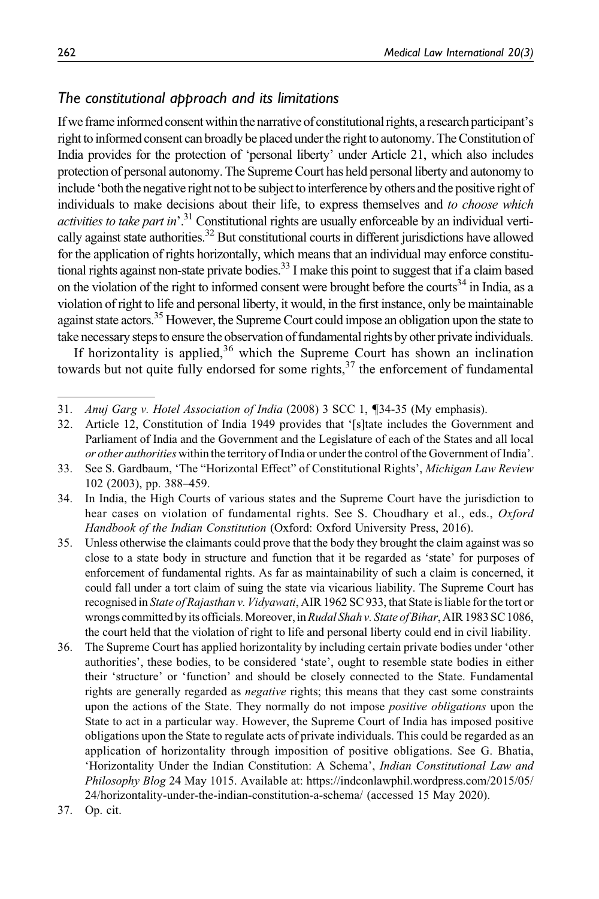### *The constitutional approach and its limitations*

If we frame informed consent within the narrative of constitutional rights, a research participant's right to informed consent can broadly be placed under the right to autonomy. The Constitution of India provides for the protection of 'personal liberty' under Article 21, which also includes protection of personal autonomy. The Supreme Court has held personal liberty and autonomy to include 'both the negative right not to be subject to interference by others and the positive right of individuals to make decisions about their life, to express themselves and *to choose which activities to take part in*'.[31] Constitutional rights are usually enforceable by an individual vertically against state authorities.[32] But constitutional courts in different jurisdictions have allowed for the application of rights horizontally, which means that an individual may enforce constitutional rights against non-state private bodies.[33] I make this point to suggest that if a claim based on the violation of the right to informed consent were brought before the courts[34] in India, as a violation of right to life and personal liberty, it would, in the first instance, only be maintainable against state actors.[35] However, the Supreme Court could impose an obligation upon the state to take necessary steps to ensure the observation of fundamental rights by other private individuals.

If horizontality is applied,[36] which the Supreme Court has shown an inclination towards but not quite fully endorsed for some rights,[37] the enforcement of fundamental

---

31. *Anuj Garg v. Hotel Association of India* (2008) 3 SCC 1, ¶34-35 (My emphasis).
32. Article 12, Constitution of India 1949 provides that '[s]tate includes the Government and Parliament of India and the Government and the Legislature of each of the States and all local *or other authorities* within the territory of India or under the control of the Government of India'.
33. See S. Gardbaum, 'The "Horizontal Effect" of Constitutional Rights', *Michigan Law Review* 102 (2003), pp. 388–459.
34. In India, the High Courts of various states and the Supreme Court have the jurisdiction to hear cases on violation of fundamental rights. See S. Choudhary et al., eds., *Oxford Handbook of the Indian Constitution* (Oxford: Oxford University Press, 2016).
35. Unless otherwise the claimants could prove that the body they brought the claim against was so close to a state body in structure and function that it be regarded as 'state' for purposes of enforcement of fundamental rights. As far as maintainability of such a claim is concerned, it could fall under a tort claim of suing the state via vicarious liability. The Supreme Court has recognised in *State of Rajasthan v. Vidyawati*, AIR 1962 SC 933, that State is liable for the tort or wrongs committed by its officials. Moreover, in *Rudal Shah v. State of Bihar*, AIR 1983 SC 1086, the court held that the violation of right to life and personal liberty could end in civil liability.
36. The Supreme Court has applied horizontality by including certain private bodies under 'other authorities', these bodies, to be considered 'state', ought to resemble state bodies in either their 'structure' or 'function' and should be closely connected to the State. Fundamental rights are generally regarded as *negative* rights; this means that they cast some constraints upon the actions of the State. They normally do not impose *positive obligations* upon the State to act in a particular way. However, the Supreme Court of India has imposed positive obligations upon the State to regulate acts of private individuals. This could be regarded as an application of horizontality through imposition of positive obligations. See G. Bhatia, 'Horizontality Under the Indian Constitution: A Schema', *Indian Constitutional Law and Philosophy Blog* 24 May 1015. Available at: https://indconlawphil.wordpress.com/2015/05/24/horizontality-under-the-indian-constitution-a-schema/ (accessed 15 May 2020).
37. Op. cit.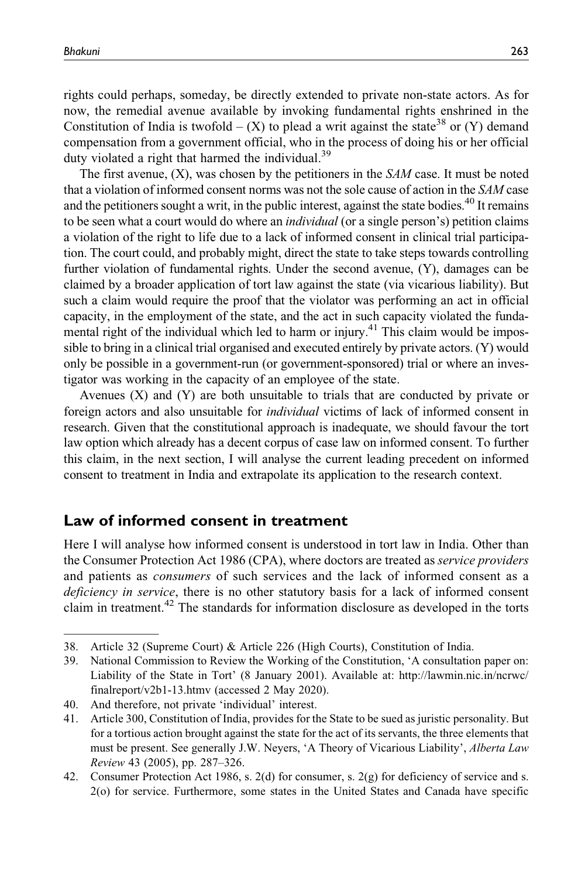rights could perhaps, someday, be directly extended to private non-state actors. As for now, the remedial avenue available by invoking fundamental rights enshrined in the Constitution of India is twofold – (X) to plead a writ against the state[38] or (Y) demand compensation from a government official, who in the process of doing his or her official duty violated a right that harmed the individual.[39]

The first avenue, (X), was chosen by the petitioners in the *SAM* case. It must be noted that a violation of informed consent norms was not the sole cause of action in the *SAM* case and the petitioners sought a writ, in the public interest, against the state bodies.[40] It remains to be seen what a court would do where an *individual* (or a single person's) petition claims a violation of the right to life due to a lack of informed consent in clinical trial participation. The court could, and probably might, direct the state to take steps towards controlling further violation of fundamental rights. Under the second avenue, (Y), damages can be claimed by a broader application of tort law against the state (via vicarious liability). But such a claim would require the proof that the violator was performing an act in official capacity, in the employment of the state, and the act in such capacity violated the fundamental right of the individual which led to harm or injury.[41] This claim would be impossible to bring in a clinical trial organised and executed entirely by private actors. (Y) would only be possible in a government-run (or government-sponsored) trial or where an investigator was working in the capacity of an employee of the state.

Avenues (X) and (Y) are both unsuitable to trials that are conducted by private or foreign actors and also unsuitable for *individual* victims of lack of informed consent in research. Given that the constitutional approach is inadequate, we should favour the tort law option which already has a decent corpus of case law on informed consent. To further this claim, in the next section, I will analyse the current leading precedent on informed consent to treatment in India and extrapolate its application to the research context.

## Law of informed consent in treatment

Here I will analyse how informed consent is understood in tort law in India. Other than the Consumer Protection Act 1986 (CPA), where doctors are treated as *service providers* and patients as *consumers* of such services and the lack of informed consent as a *deficiency in service*, there is no other statutory basis for a lack of informed consent claim in treatment.[42] The standards for information disclosure as developed in the torts

---

38. Article 32 (Supreme Court) & Article 226 (High Courts), Constitution of India.
39. National Commission to Review the Working of the Constitution, 'A consultation paper on: Liability of the State in Tort' (8 January 2001). Available at: http://lawmin.nic.in/ncrwc/finalreport/v2b1-13.htmv (accessed 2 May 2020).
40. And therefore, not private 'individual' interest.
41. Article 300, Constitution of India, provides for the State to be sued as juristic personality. But for a tortious action brought against the state for the act of its servants, the three elements that must be present. See generally J.W. Neyers, 'A Theory of Vicarious Liability', *Alberta Law Review* 43 (2005), pp. 287–326.
42. Consumer Protection Act 1986, s. 2(d) for consumer, s. 2(g) for deficiency of service and s. 2(o) for service. Furthermore, some states in the United States and Canada have specific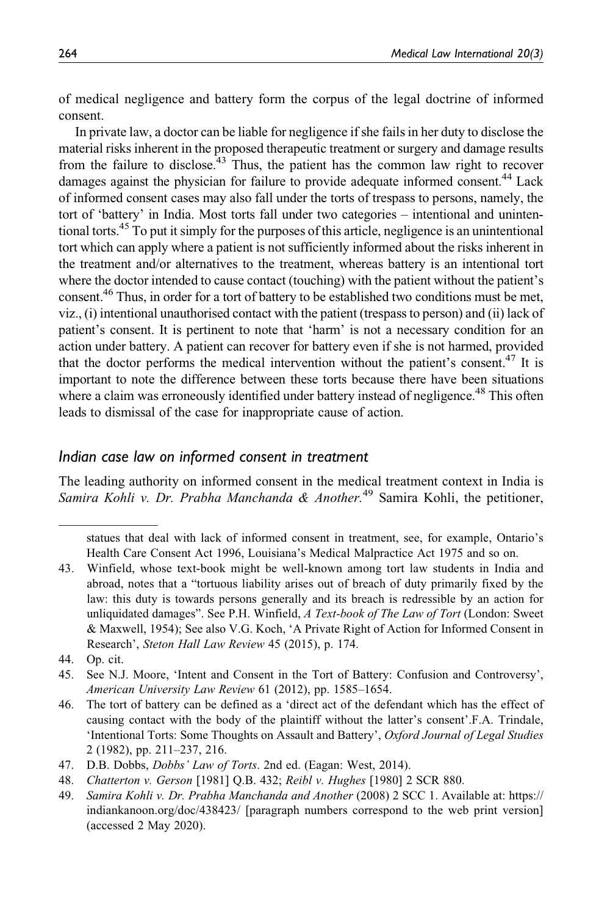of medical negligence and battery form the corpus of the legal doctrine of informed consent.

In private law, a doctor can be liable for negligence if she fails in her duty to disclose the material risks inherent in the proposed therapeutic treatment or surgery and damage results from the failure to disclose.[43] Thus, the patient has the common law right to recover damages against the physician for failure to provide adequate informed consent.[44] Lack of informed consent cases may also fall under the torts of trespass to persons, namely, the tort of 'battery' in India. Most torts fall under two categories – intentional and unintentional torts.[45] To put it simply for the purposes of this article, negligence is an unintentional tort which can apply where a patient is not sufficiently informed about the risks inherent in the treatment and/or alternatives to the treatment, whereas battery is an intentional tort where the doctor intended to cause contact (touching) with the patient without the patient's consent.[46] Thus, in order for a tort of battery to be established two conditions must be met, viz., (i) intentional unauthorised contact with the patient (trespass to person) and (ii) lack of patient's consent. It is pertinent to note that 'harm' is not a necessary condition for an action under battery. A patient can recover for battery even if she is not harmed, provided that the doctor performs the medical intervention without the patient's consent.[47] It is important to note the difference between these torts because there have been situations where a claim was erroneously identified under battery instead of negligence.[48] This often leads to dismissal of the case for inappropriate cause of action.

### *Indian case law on informed consent in treatment*

The leading authority on informed consent in the medical treatment context in India is *Samira Kohli v. Dr. Prabha Manchanda & Another.*[49] Samira Kohli, the petitioner,

---

statues that deal with lack of informed consent in treatment, see, for example, Ontario's Health Care Consent Act 1996, Louisiana's Medical Malpractice Act 1975 and so on.

43. Winfield, whose text-book might be well-known among tort law students in India and abroad, notes that a "tortuous liability arises out of breach of duty primarily fixed by the law: this duty is towards persons generally and its breach is redressible by an action for unliquidated damages". See P.H. Winfield, *A Text-book of The Law of Tort* (London: Sweet & Maxwell, 1954); See also V.G. Koch, 'A Private Right of Action for Informed Consent in Research', *Steton Hall Law Review* 45 (2015), p. 174.
44. Op. cit.
45. See N.J. Moore, 'Intent and Consent in the Tort of Battery: Confusion and Controversy', *American University Law Review* 61 (2012), pp. 1585–1654.
46. The tort of battery can be defined as a 'direct act of the defendant which has the effect of causing contact with the body of the plaintiff without the latter's consent'.F.A. Trindale, 'Intentional Torts: Some Thoughts on Assault and Battery', *Oxford Journal of Legal Studies* 2 (1982), pp. 211–237, 216.
47. D.B. Dobbs, *Dobbs' Law of Torts*. 2nd ed. (Eagan: West, 2014).
48. *Chatterton v. Gerson* [1981] Q.B. 432; *Reibl v. Hughes* [1980] 2 SCR 880.
49. *Samira Kohli v. Dr. Prabha Manchanda and Another* (2008) 2 SCC 1. Available at: https://indiankanoon.org/doc/438423/ [paragraph numbers correspond to the web print version] (accessed 2 May 2020).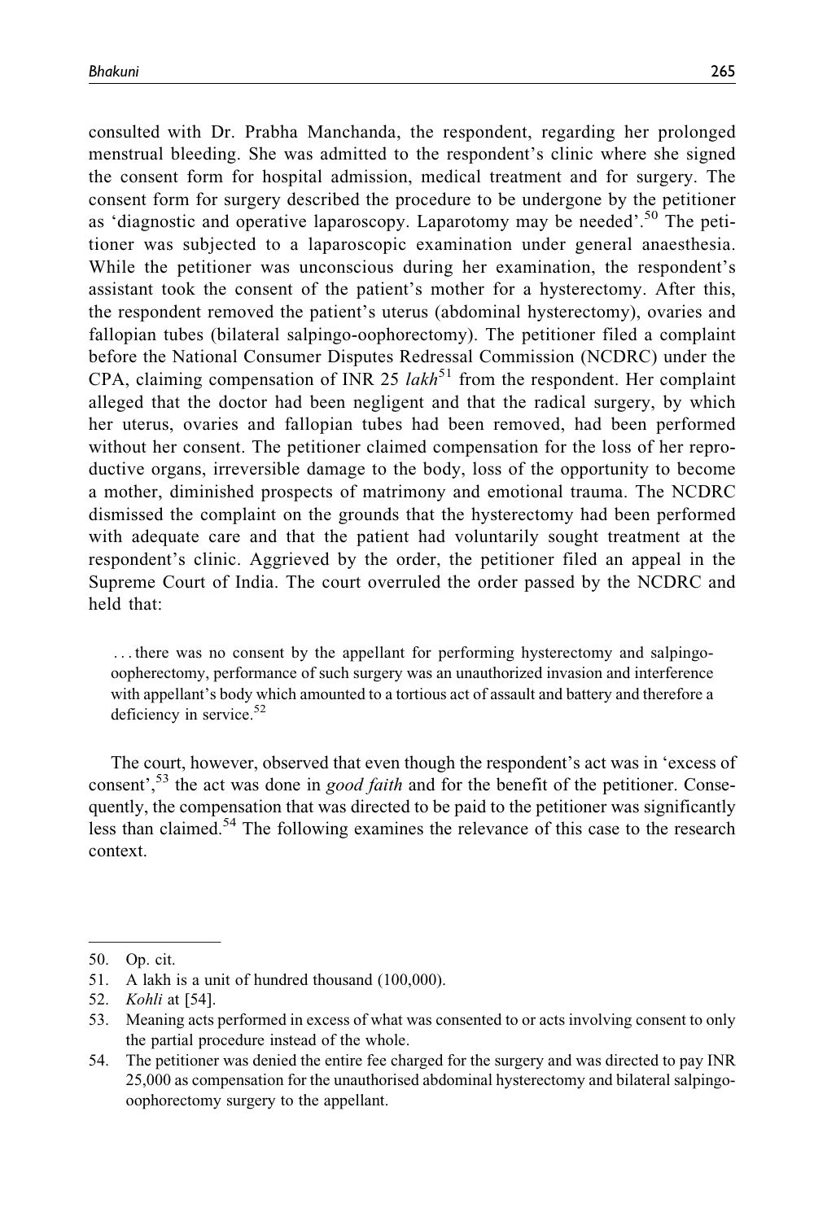consulted with Dr. Prabha Manchanda, the respondent, regarding her prolonged menstrual bleeding. She was admitted to the respondent's clinic where she signed the consent form for hospital admission, medical treatment and for surgery. The consent form for surgery described the procedure to be undergone by the petitioner as 'diagnostic and operative laparoscopy. Laparotomy may be needed'.[50] The petitioner was subjected to a laparoscopic examination under general anaesthesia. While the petitioner was unconscious during her examination, the respondent's assistant took the consent of the patient's mother for a hysterectomy. After this, the respondent removed the patient's uterus (abdominal hysterectomy), ovaries and fallopian tubes (bilateral salpingo-oophorectomy). The petitioner filed a complaint before the National Consumer Disputes Redressal Commission (NCDRC) under the CPA, claiming compensation of INR 25 *lakh*[51] from the respondent. Her complaint alleged that the doctor had been negligent and that the radical surgery, by which her uterus, ovaries and fallopian tubes had been removed, had been performed without her consent. The petitioner claimed compensation for the loss of her reproductive organs, irreversible damage to the body, loss of the opportunity to become a mother, diminished prospects of matrimony and emotional trauma. The NCDRC dismissed the complaint on the grounds that the hysterectomy had been performed with adequate care and that the patient had voluntarily sought treatment at the respondent's clinic. Aggrieved by the order, the petitioner filed an appeal in the Supreme Court of India. The court overruled the order passed by the NCDRC and held that:

> ...there was no consent by the appellant for performing hysterectomy and salpingo-oopherectomy, performance of such surgery was an unauthorized invasion and interference with appellant's body which amounted to a tortious act of assault and battery and therefore a deficiency in service.[52]

The court, however, observed that even though the respondent's act was in 'excess of consent',[53] the act was done in *good faith* and for the benefit of the petitioner. Consequently, the compensation that was directed to be paid to the petitioner was significantly less than claimed.[54] The following examines the relevance of this case to the research context.

---

50. Op. cit.
51. A lakh is a unit of hundred thousand (100,000).
52. *Kohli* at [54].
53. Meaning acts performed in excess of what was consented to or acts involving consent to only the partial procedure instead of the whole.
54. The petitioner was denied the entire fee charged for the surgery and was directed to pay INR 25,000 as compensation for the unauthorised abdominal hysterectomy and bilateral salpingo-oophorectomy surgery to the appellant.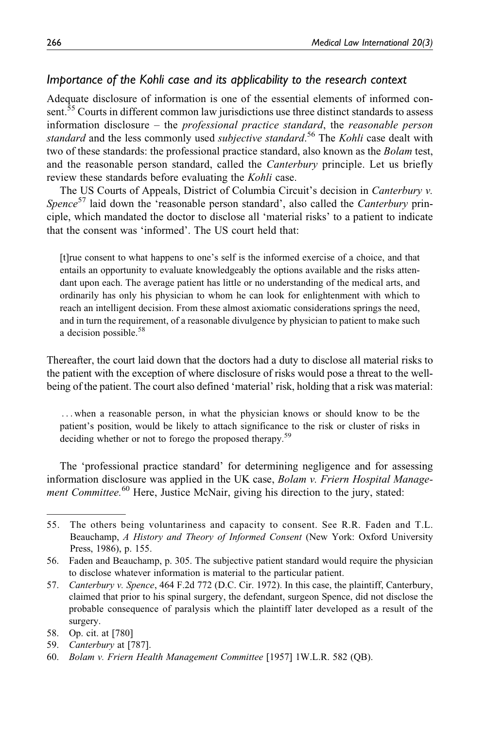### *Importance of the Kohli case and its applicability to the research context*

Adequate disclosure of information is one of the essential elements of informed consent.[55] Courts in different common law jurisdictions use three distinct standards to assess information disclosure – the *professional practice standard*, the *reasonable person standard* and the less commonly used *subjective standard*.[56] The *Kohli* case dealt with two of these standards: the professional practice standard, also known as the *Bolam* test, and the reasonable person standard, called the *Canterbury* principle. Let us briefly review these standards before evaluating the *Kohli* case.

The US Courts of Appeals, District of Columbia Circuit's decision in *Canterbury v. Spence*[57] laid down the 'reasonable person standard', also called the *Canterbury* principle, which mandated the doctor to disclose all 'material risks' to a patient to indicate that the consent was 'informed'. The US court held that:

> [t]rue consent to what happens to one's self is the informed exercise of a choice, and that entails an opportunity to evaluate knowledgeably the options available and the risks attendant upon each. The average patient has little or no understanding of the medical arts, and ordinarily has only his physician to whom he can look for enlightenment with which to reach an intelligent decision. From these almost axiomatic considerations springs the need, and in turn the requirement, of a reasonable divulgence by physician to patient to make such a decision possible.[58]

Thereafter, the court laid down that the doctors had a duty to disclose all material risks to the patient with the exception of where disclosure of risks would pose a threat to the well-being of the patient. The court also defined 'material' risk, holding that a risk was material:

> . . . when a reasonable person, in what the physician knows or should know to be the patient's position, would be likely to attach significance to the risk or cluster of risks in deciding whether or not to forego the proposed therapy.[59]

The 'professional practice standard' for determining negligence and for assessing information disclosure was applied in the UK case, *Bolam v. Friern Hospital Management Committee.*[60] Here, Justice McNair, giving his direction to the jury, stated:

---

55. The others being voluntariness and capacity to consent. See R.R. Faden and T.L. Beauchamp, *A History and Theory of Informed Consent* (New York: Oxford University Press, 1986), p. 155.
56. Faden and Beauchamp, p. 305. The subjective patient standard would require the physician to disclose whatever information is material to the particular patient.
57. *Canterbury v. Spence*, 464 F.2d 772 (D.C. Cir. 1972). In this case, the plaintiff, Canterbury, claimed that prior to his spinal surgery, the defendant, surgeon Spence, did not disclose the probable consequence of paralysis which the plaintiff later developed as a result of the surgery.
58. Op. cit. at [780]
59. *Canterbury* at [787].
60. *Bolam v. Friern Health Management Committee* [1957] 1W.L.R. 582 (QB).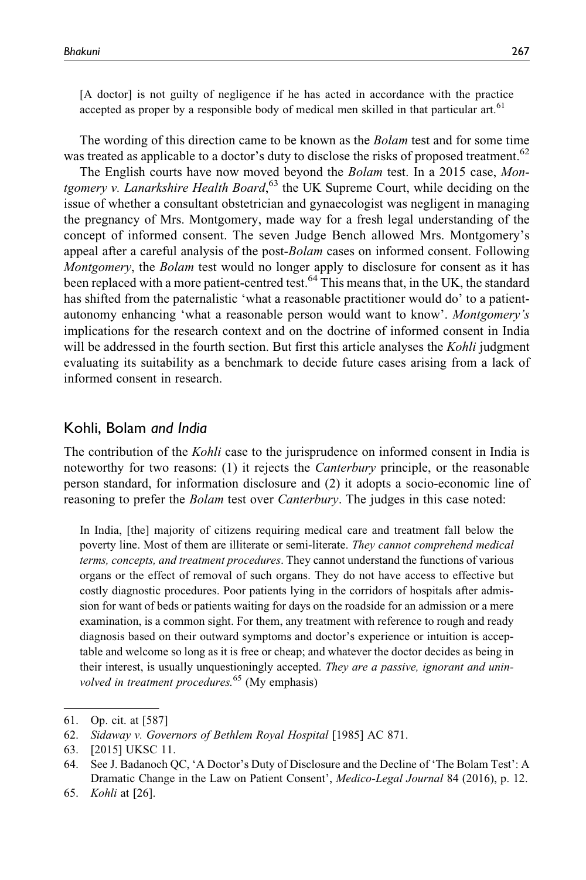> [A doctor] is not guilty of negligence if he has acted in accordance with the practice accepted as proper by a responsible body of medical men skilled in that particular art.[61]

The wording of this direction came to be known as the *Bolam* test and for some time was treated as applicable to a doctor's duty to disclose the risks of proposed treatment.[62]

The English courts have now moved beyond the *Bolam* test. In a 2015 case, *Montgomery v. Lanarkshire Health Board*,[63] the UK Supreme Court, while deciding on the issue of whether a consultant obstetrician and gynaecologist was negligent in managing the pregnancy of Mrs. Montgomery, made way for a fresh legal understanding of the concept of informed consent. The seven Judge Bench allowed Mrs. Montgomery's appeal after a careful analysis of the post-*Bolam* cases on informed consent. Following *Montgomery*, the *Bolam* test would no longer apply to disclosure for consent as it has been replaced with a more patient-centred test.[64] This means that, in the UK, the standard has shifted from the paternalistic 'what a reasonable practitioner would do' to a patient-autonomy enhancing 'what a reasonable person would want to know'. *Montgomery's* implications for the research context and on the doctrine of informed consent in India will be addressed in the fourth section. But first this article analyses the *Kohli* judgment evaluating its suitability as a benchmark to decide future cases arising from a lack of informed consent in research.

## Kohli, Bolam *and India*

The contribution of the *Kohli* case to the jurisprudence on informed consent in India is noteworthy for two reasons: (1) it rejects the *Canterbury* principle, or the reasonable person standard, for information disclosure and (2) it adopts a socio-economic line of reasoning to prefer the *Bolam* test over *Canterbury*. The judges in this case noted:

> In India, [the] majority of citizens requiring medical care and treatment fall below the poverty line. Most of them are illiterate or semi-literate. *They cannot comprehend medical terms, concepts, and treatment procedures*. They cannot understand the functions of various organs or the effect of removal of such organs. They do not have access to effective but costly diagnostic procedures. Poor patients lying in the corridors of hospitals after admission for want of beds or patients waiting for days on the roadside for an admission or a mere examination, is a common sight. For them, any treatment with reference to rough and ready diagnosis based on their outward symptoms and doctor's experience or intuition is acceptable and welcome so long as it is free or cheap; and whatever the doctor decides as being in their interest, is usually unquestioningly accepted. *They are a passive, ignorant and uninvolved in treatment procedures.*[65] (My emphasis)

---

61. Op. cit. at [587]
62. *Sidaway v. Governors of Bethlem Royal Hospital* [1985] AC 871.
63. [2015] UKSC 11.
64. See J. Badanoch QC, 'A Doctor's Duty of Disclosure and the Decline of 'The Bolam Test': A Dramatic Change in the Law on Patient Consent', *Medico-Legal Journal* 84 (2016), p. 12.
65. *Kohli* at [26].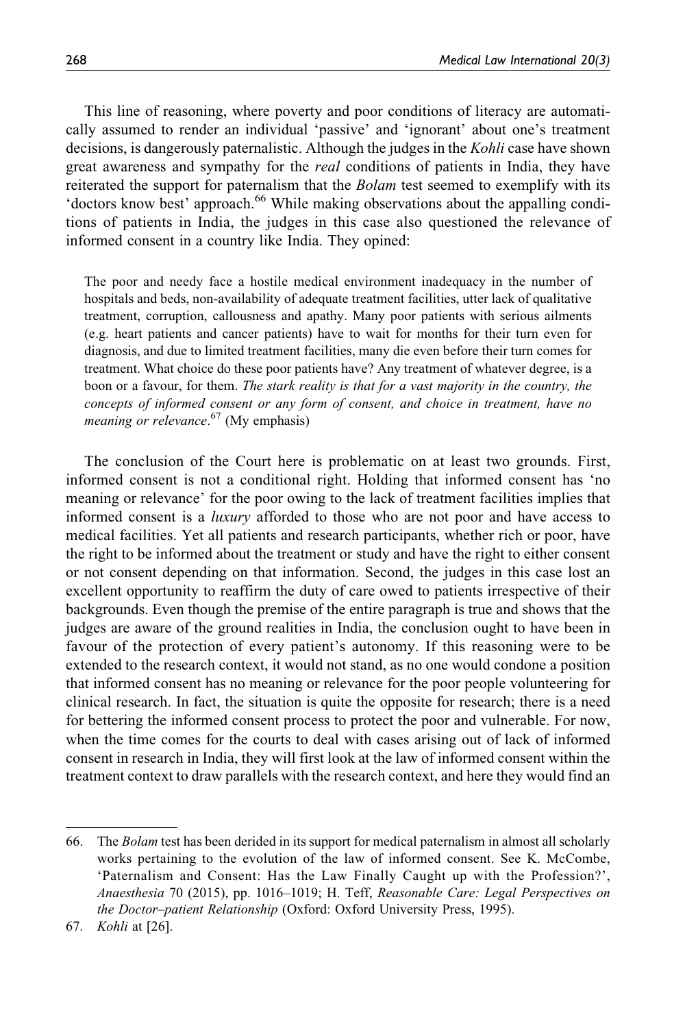This line of reasoning, where poverty and poor conditions of literacy are automatically assumed to render an individual 'passive' and 'ignorant' about one's treatment decisions, is dangerously paternalistic. Although the judges in the *Kohli* case have shown great awareness and sympathy for the *real* conditions of patients in India, they have reiterated the support for paternalism that the *Bolam* test seemed to exemplify with its 'doctors know best' approach.[66] While making observations about the appalling conditions of patients in India, the judges in this case also questioned the relevance of informed consent in a country like India. They opined:

> The poor and needy face a hostile medical environment inadequacy in the number of hospitals and beds, non-availability of adequate treatment facilities, utter lack of qualitative treatment, corruption, callousness and apathy. Many poor patients with serious ailments (e.g. heart patients and cancer patients) have to wait for months for their turn even for diagnosis, and due to limited treatment facilities, many die even before their turn comes for treatment. What choice do these poor patients have? Any treatment of whatever degree, is a boon or a favour, for them. *The stark reality is that for a vast majority in the country, the concepts of informed consent or any form of consent, and choice in treatment, have no meaning or relevance*.[67] (My emphasis)

The conclusion of the Court here is problematic on at least two grounds. First, informed consent is not a conditional right. Holding that informed consent has 'no meaning or relevance' for the poor owing to the lack of treatment facilities implies that informed consent is a *luxury* afforded to those who are not poor and have access to medical facilities. Yet all patients and research participants, whether rich or poor, have the right to be informed about the treatment or study and have the right to either consent or not consent depending on that information. Second, the judges in this case lost an excellent opportunity to reaffirm the duty of care owed to patients irrespective of their backgrounds. Even though the premise of the entire paragraph is true and shows that the judges are aware of the ground realities in India, the conclusion ought to have been in favour of the protection of every patient's autonomy. If this reasoning were to be extended to the research context, it would not stand, as no one would condone a position that informed consent has no meaning or relevance for the poor people volunteering for clinical research. In fact, the situation is quite the opposite for research; there is a need for bettering the informed consent process to protect the poor and vulnerable. For now, when the time comes for the courts to deal with cases arising out of lack of informed consent in research in India, they will first look at the law of informed consent within the treatment context to draw parallels with the research context, and here they would find an

66. The *Bolam* test has been derided in its support for medical paternalism in almost all scholarly works pertaining to the evolution of the law of informed consent. See K. McCombe, 'Paternalism and Consent: Has the Law Finally Caught up with the Profession?', *Anaesthesia* 70 (2015), pp. 1016–1019; H. Teff, *Reasonable Care: Legal Perspectives on the Doctor–patient Relationship* (Oxford: Oxford University Press, 1995).

67. *Kohli* at [26].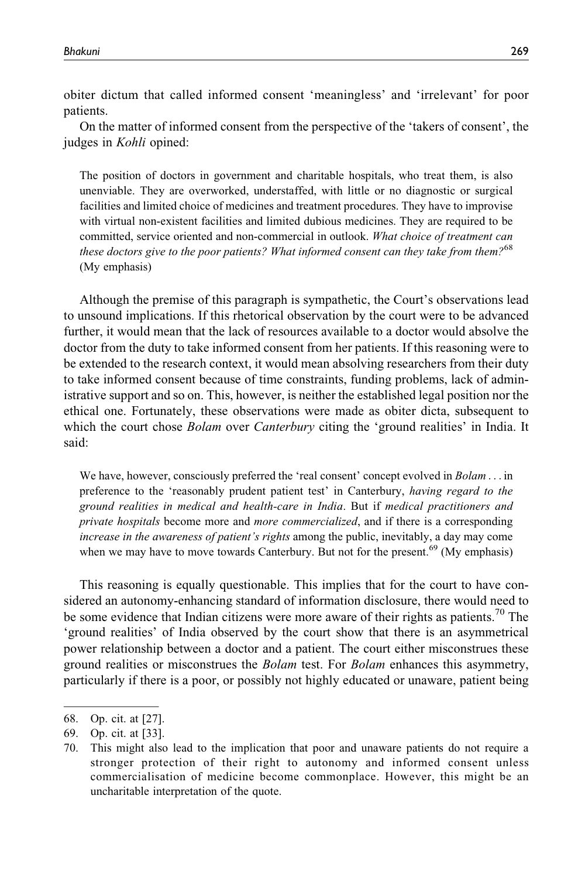obiter dictum that called informed consent 'meaningless' and 'irrelevant' for poor patients.

On the matter of informed consent from the perspective of the 'takers of consent', the judges in *Kohli* opined:

> The position of doctors in government and charitable hospitals, who treat them, is also unenviable. They are overworked, understaffed, with little or no diagnostic or surgical facilities and limited choice of medicines and treatment procedures. They have to improvise with virtual non-existent facilities and limited dubious medicines. They are required to be committed, service oriented and non-commercial in outlook. *What choice of treatment can these doctors give to the poor patients? What informed consent can they take from them?*[68] (My emphasis)

Although the premise of this paragraph is sympathetic, the Court's observations lead to unsound implications. If this rhetorical observation by the court were to be advanced further, it would mean that the lack of resources available to a doctor would absolve the doctor from the duty to take informed consent from her patients. If this reasoning were to be extended to the research context, it would mean absolving researchers from their duty to take informed consent because of time constraints, funding problems, lack of administrative support and so on. This, however, is neither the established legal position nor the ethical one. Fortunately, these observations were made as obiter dicta, subsequent to which the court chose *Bolam* over *Canterbury* citing the 'ground realities' in India. It said:

> We have, however, consciously preferred the 'real consent' concept evolved in *Bolam* . . . in preference to the 'reasonably prudent patient test' in Canterbury, *having regard to the ground realities in medical and health-care in India*. But if *medical practitioners and private hospitals* become more and *more commercialized*, and if there is a corresponding *increase in the awareness of patient's rights* among the public, inevitably, a day may come when we may have to move towards Canterbury. But not for the present.[69] (My emphasis)

This reasoning is equally questionable. This implies that for the court to have considered an autonomy-enhancing standard of information disclosure, there would need to be some evidence that Indian citizens were more aware of their rights as patients.[70] The 'ground realities' of India observed by the court show that there is an asymmetrical power relationship between a doctor and a patient. The court either misconstrues these ground realities or misconstrues the *Bolam* test. For *Bolam* enhances this asymmetry, particularly if there is a poor, or possibly not highly educated or unaware, patient being

68. Op. cit. at [27].
69. Op. cit. at [33].
70. This might also lead to the implication that poor and unaware patients do not require a stronger protection of their right to autonomy and informed consent unless commercialisation of medicine become commonplace. However, this might be an uncharitable interpretation of the quote.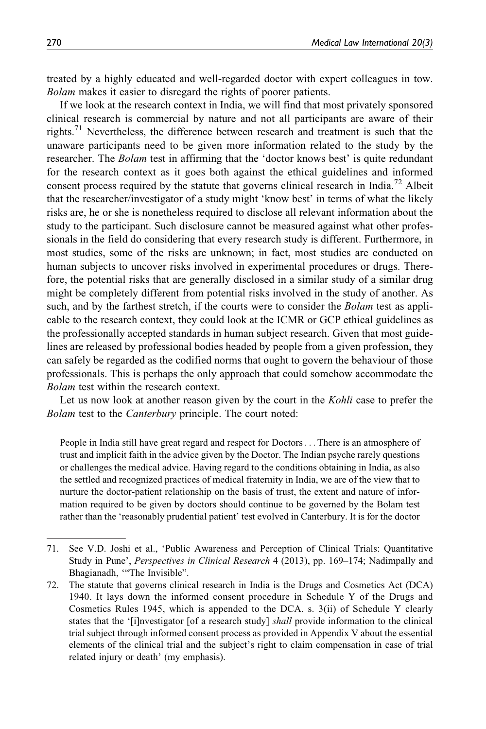treated by a highly educated and well-regarded doctor with expert colleagues in tow. *Bolam* makes it easier to disregard the rights of poorer patients.

If we look at the research context in India, we will find that most privately sponsored clinical research is commercial by nature and not all participants are aware of their rights.[71] Nevertheless, the difference between research and treatment is such that the unaware participants need to be given more information related to the study by the researcher. The *Bolam* test in affirming that the 'doctor knows best' is quite redundant for the research context as it goes both against the ethical guidelines and informed consent process required by the statute that governs clinical research in India.[72] Albeit that the researcher/investigator of a study might 'know best' in terms of what the likely risks are, he or she is nonetheless required to disclose all relevant information about the study to the participant. Such disclosure cannot be measured against what other professionals in the field do considering that every research study is different. Furthermore, in most studies, some of the risks are unknown; in fact, most studies are conducted on human subjects to uncover risks involved in experimental procedures or drugs. Therefore, the potential risks that are generally disclosed in a similar study of a similar drug might be completely different from potential risks involved in the study of another. As such, and by the farthest stretch, if the courts were to consider the *Bolam* test as applicable to the research context, they could look at the ICMR or GCP ethical guidelines as the professionally accepted standards in human subject research. Given that most guidelines are released by professional bodies headed by people from a given profession, they can safely be regarded as the codified norms that ought to govern the behaviour of those professionals. This is perhaps the only approach that could somehow accommodate the *Bolam* test within the research context.

Let us now look at another reason given by the court in the *Kohli* case to prefer the *Bolam* test to the *Canterbury* principle. The court noted:

> People in India still have great regard and respect for Doctors ... There is an atmosphere of trust and implicit faith in the advice given by the Doctor. The Indian psyche rarely questions or challenges the medical advice. Having regard to the conditions obtaining in India, as also the settled and recognized practices of medical fraternity in India, we are of the view that to nurture the doctor-patient relationship on the basis of trust, the extent and nature of information required to be given by doctors should continue to be governed by the Bolam test rather than the 'reasonably prudential patient' test evolved in Canterbury. It is for the doctor

---

71. See V.D. Joshi et al., 'Public Awareness and Perception of Clinical Trials: Quantitative Study in Pune', *Perspectives in Clinical Research* 4 (2013), pp. 169–174; Nadimpally and Bhagianadh, '"The Invisible".

72. The statute that governs clinical research in India is the Drugs and Cosmetics Act (DCA) 1940. It lays down the informed consent procedure in Schedule Y of the Drugs and Cosmetics Rules 1945, which is appended to the DCA. s. 3(ii) of Schedule Y clearly states that the '[i]nvestigator [of a research study] *shall* provide information to the clinical trial subject through informed consent process as provided in Appendix V about the essential elements of the clinical trial and the subject's right to claim compensation in case of trial related injury or death' (my emphasis).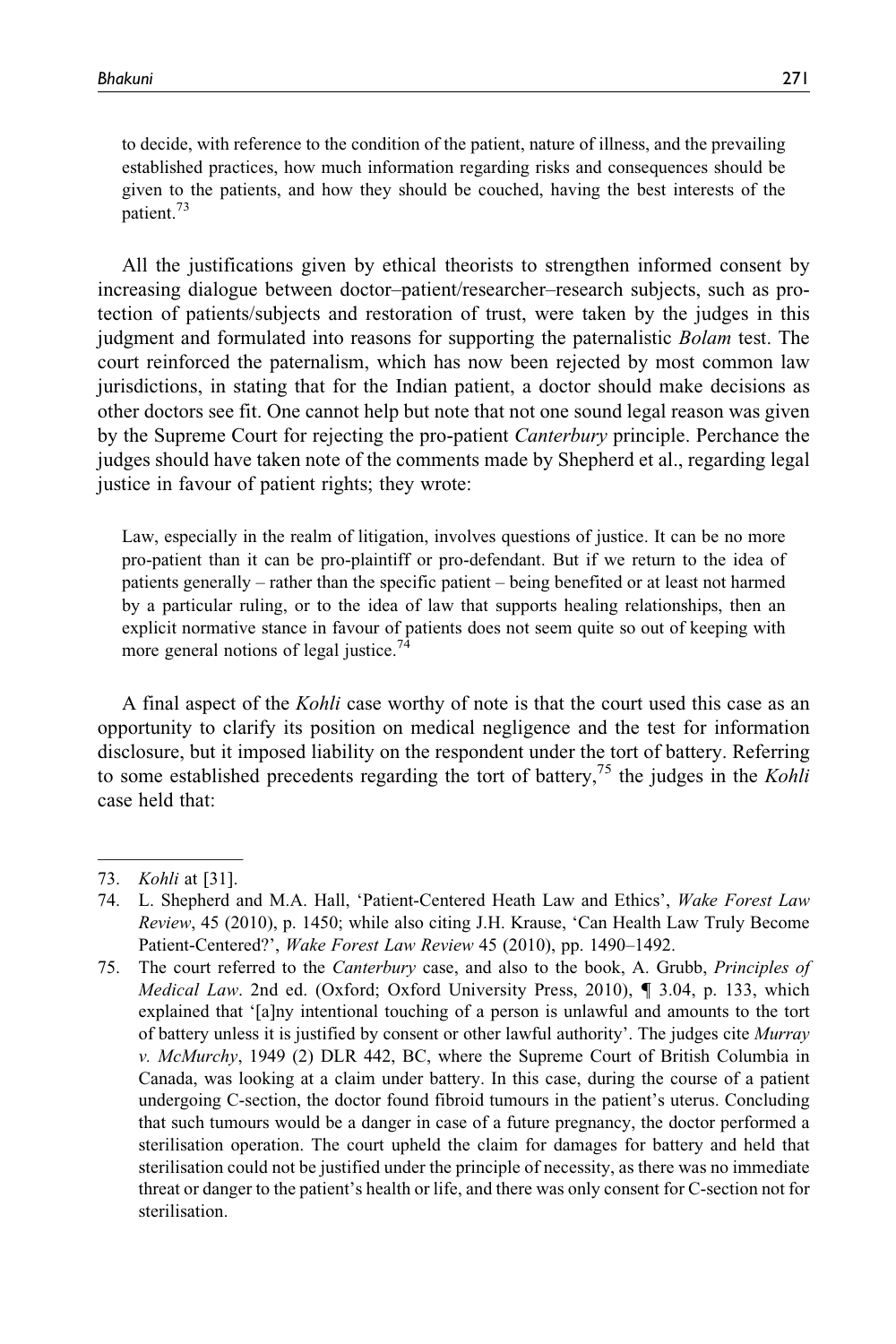> to decide, with reference to the condition of the patient, nature of illness, and the prevailing established practices, how much information regarding risks and consequences should be given to the patients, and how they should be couched, having the best interests of the patient.[73]

All the justifications given by ethical theorists to strengthen informed consent by increasing dialogue between doctor–patient/researcher–research subjects, such as protection of patients/subjects and restoration of trust, were taken by the judges in this judgment and formulated into reasons for supporting the paternalistic *Bolam* test. The court reinforced the paternalism, which has now been rejected by most common law jurisdictions, in stating that for the Indian patient, a doctor should make decisions as other doctors see fit. One cannot help but note that not one sound legal reason was given by the Supreme Court for rejecting the pro-patient *Canterbury* principle. Perchance the judges should have taken note of the comments made by Shepherd et al., regarding legal justice in favour of patient rights; they wrote:

> Law, especially in the realm of litigation, involves questions of justice. It can be no more pro-patient than it can be pro-plaintiff or pro-defendant. But if we return to the idea of patients generally – rather than the specific patient – being benefited or at least not harmed by a particular ruling, or to the idea of law that supports healing relationships, then an explicit normative stance in favour of patients does not seem quite so out of keeping with more general notions of legal justice.[74]

A final aspect of the *Kohli* case worthy of note is that the court used this case as an opportunity to clarify its position on medical negligence and the test for information disclosure, but it imposed liability on the respondent under the tort of battery. Referring to some established precedents regarding the tort of battery,[75] the judges in the *Kohli* case held that:

---

73. *Kohli* at [31].
74. L. Shepherd and M.A. Hall, 'Patient-Centered Heath Law and Ethics', *Wake Forest Law Review*, 45 (2010), p. 1450; while also citing J.H. Krause, 'Can Health Law Truly Become Patient-Centered?', *Wake Forest Law Review* 45 (2010), pp. 1490–1492.
75. The court referred to the *Canterbury* case, and also to the book, A. Grubb, *Principles of Medical Law*. 2nd ed. (Oxford; Oxford University Press, 2010), ¶ 3.04, p. 133, which explained that '[a]ny intentional touching of a person is unlawful and amounts to the tort of battery unless it is justified by consent or other lawful authority'. The judges cite *Murray v. McMurchy*, 1949 (2) DLR 442, BC, where the Supreme Court of British Columbia in Canada, was looking at a claim under battery. In this case, during the course of a patient undergoing C-section, the doctor found fibroid tumours in the patient's uterus. Concluding that such tumours would be a danger in case of a future pregnancy, the doctor performed a sterilisation operation. The court upheld the claim for damages for battery and held that sterilisation could not be justified under the principle of necessity, as there was no immediate threat or danger to the patient's health or life, and there was only consent for C-section not for sterilisation.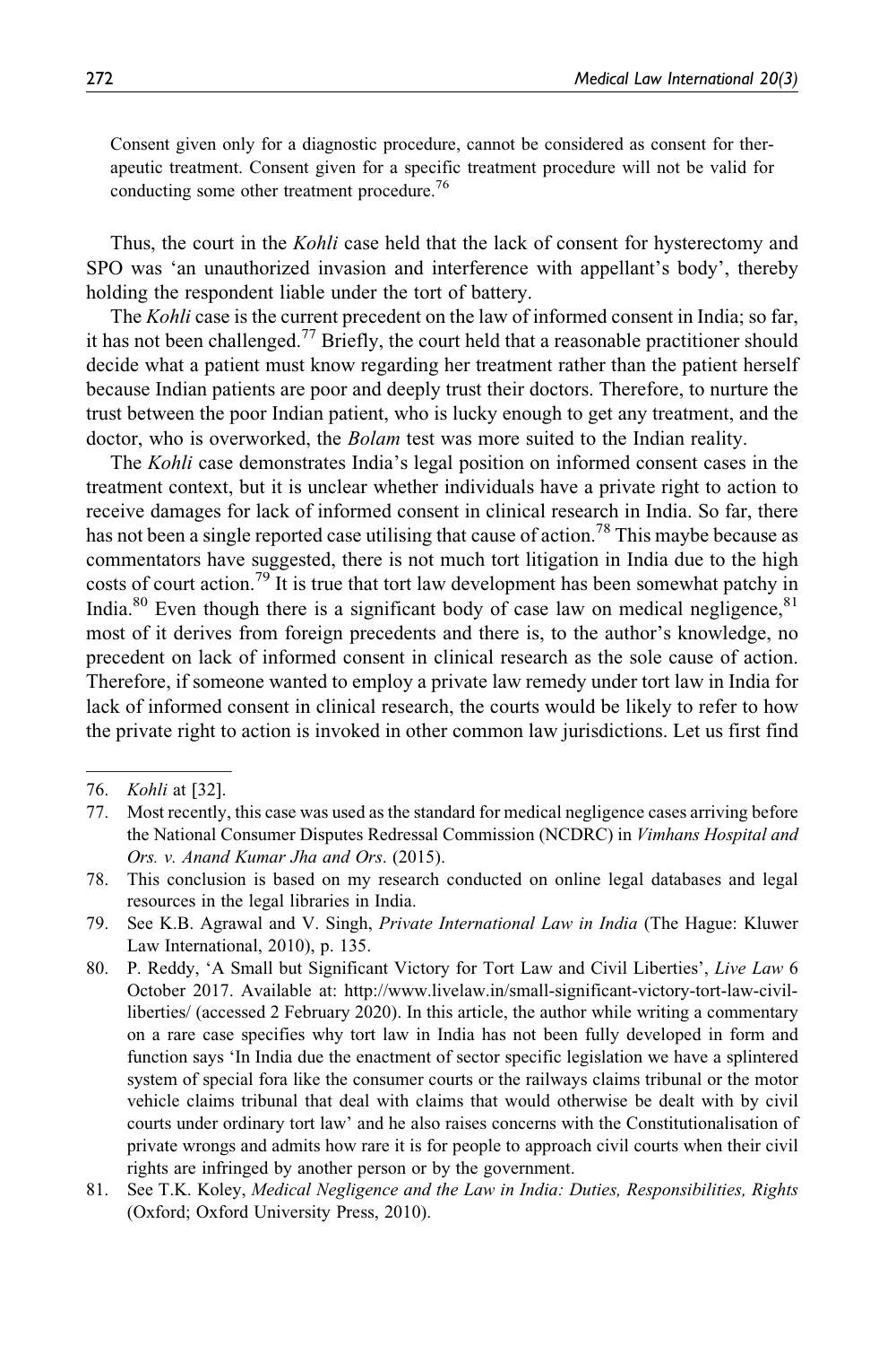> Consent given only for a diagnostic procedure, cannot be considered as consent for therapeutic treatment. Consent given for a specific treatment procedure will not be valid for conducting some other treatment procedure.[76]

Thus, the court in the *Kohli* case held that the lack of consent for hysterectomy and SPO was 'an unauthorized invasion and interference with appellant's body', thereby holding the respondent liable under the tort of battery.

The *Kohli* case is the current precedent on the law of informed consent in India; so far, it has not been challenged.[77] Briefly, the court held that a reasonable practitioner should decide what a patient must know regarding her treatment rather than the patient herself because Indian patients are poor and deeply trust their doctors. Therefore, to nurture the trust between the poor Indian patient, who is lucky enough to get any treatment, and the doctor, who is overworked, the *Bolam* test was more suited to the Indian reality.

The *Kohli* case demonstrates India's legal position on informed consent cases in the treatment context, but it is unclear whether individuals have a private right to action to receive damages for lack of informed consent in clinical research in India. So far, there has not been a single reported case utilising that cause of action.[78] This maybe because as commentators have suggested, there is not much tort litigation in India due to the high costs of court action.[79] It is true that tort law development has been somewhat patchy in India.[80] Even though there is a significant body of case law on medical negligence,[81] most of it derives from foreign precedents and there is, to the author's knowledge, no precedent on lack of informed consent in clinical research as the sole cause of action. Therefore, if someone wanted to employ a private law remedy under tort law in India for lack of informed consent in clinical research, the courts would be likely to refer to how the private right to action is invoked in other common law jurisdictions. Let us first find

---

76. *Kohli* at [32].
77. Most recently, this case was used as the standard for medical negligence cases arriving before the National Consumer Disputes Redressal Commission (NCDRC) in *Vimhans Hospital and Ors. v. Anand Kumar Jha and Ors*. (2015).
78. This conclusion is based on my research conducted on online legal databases and legal resources in the legal libraries in India.
79. See K.B. Agrawal and V. Singh, *Private International Law in India* (The Hague: Kluwer Law International, 2010), p. 135.
80. P. Reddy, 'A Small but Significant Victory for Tort Law and Civil Liberties', *Live Law* 6 October 2017. Available at: http://www.livelaw.in/small-significant-victory-tort-law-civil-liberties/ (accessed 2 February 2020). In this article, the author while writing a commentary on a rare case specifies why tort law in India has not been fully developed in form and function says 'In India due the enactment of sector specific legislation we have a splintered system of special fora like the consumer courts or the railways claims tribunal or the motor vehicle claims tribunal that deal with claims that would otherwise be dealt with by civil courts under ordinary tort law' and he also raises concerns with the Constitutionalisation of private wrongs and admits how rare it is for people to approach civil courts when their civil rights are infringed by another person or by the government.
81. See T.K. Koley, *Medical Negligence and the Law in India: Duties, Responsibilities, Rights* (Oxford; Oxford University Press, 2010).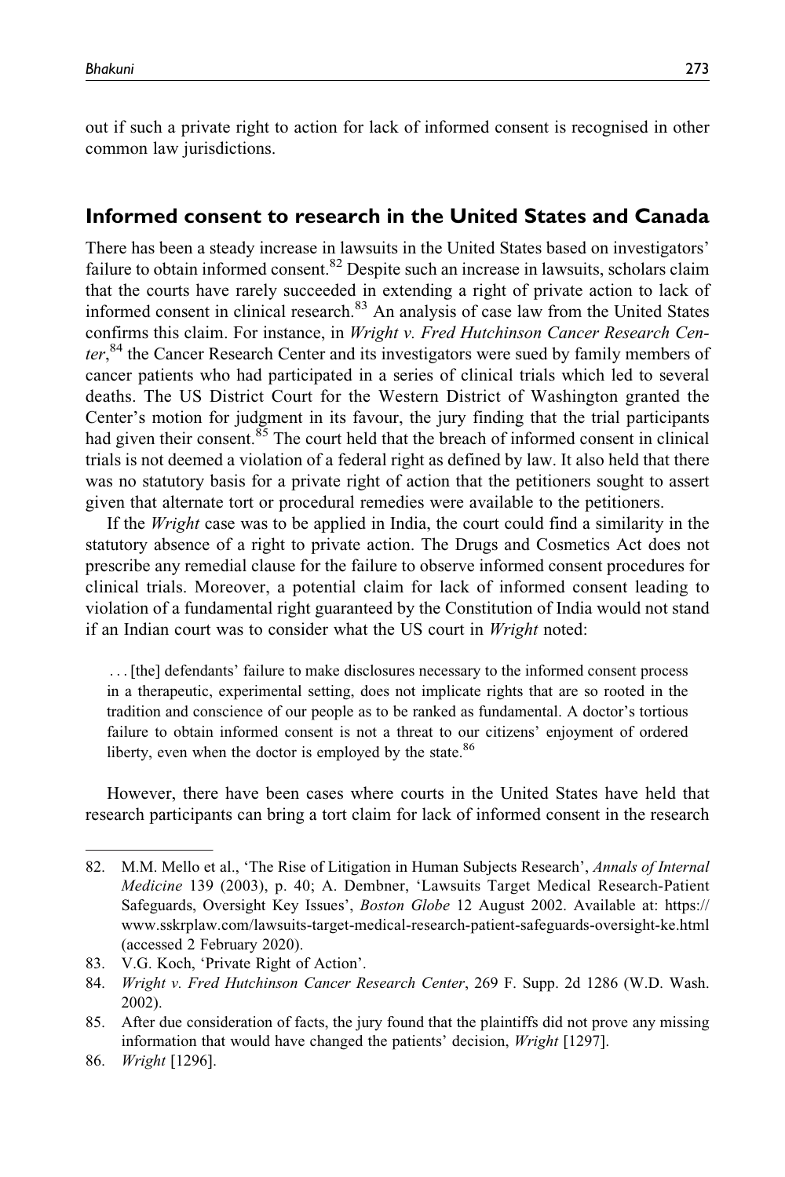out if such a private right to action for lack of informed consent is recognised in other common law jurisdictions.

## Informed consent to research in the United States and Canada

There has been a steady increase in lawsuits in the United States based on investigators' failure to obtain informed consent.[82] Despite such an increase in lawsuits, scholars claim that the courts have rarely succeeded in extending a right of private action to lack of informed consent in clinical research.[83] An analysis of case law from the United States confirms this claim. For instance, in *Wright v. Fred Hutchinson Cancer Research Center*,[84] the Cancer Research Center and its investigators were sued by family members of cancer patients who had participated in a series of clinical trials which led to several deaths. The US District Court for the Western District of Washington granted the Center's motion for judgment in its favour, the jury finding that the trial participants had given their consent.[85] The court held that the breach of informed consent in clinical trials is not deemed a violation of a federal right as defined by law. It also held that there was no statutory basis for a private right of action that the petitioners sought to assert given that alternate tort or procedural remedies were available to the petitioners.

If the *Wright* case was to be applied in India, the court could find a similarity in the statutory absence of a right to private action. The Drugs and Cosmetics Act does not prescribe any remedial clause for the failure to observe informed consent procedures for clinical trials. Moreover, a potential claim for lack of informed consent leading to violation of a fundamental right guaranteed by the Constitution of India would not stand if an Indian court was to consider what the US court in *Wright* noted:

> ...[the] defendants' failure to make disclosures necessary to the informed consent process in a therapeutic, experimental setting, does not implicate rights that are so rooted in the tradition and conscience of our people as to be ranked as fundamental. A doctor's tortious failure to obtain informed consent is not a threat to our citizens' enjoyment of ordered liberty, even when the doctor is employed by the state.[86]

However, there have been cases where courts in the United States have held that research participants can bring a tort claim for lack of informed consent in the research

---

82. M.M. Mello et al., 'The Rise of Litigation in Human Subjects Research', *Annals of Internal Medicine* 139 (2003), p. 40; A. Dembner, 'Lawsuits Target Medical Research-Patient Safeguards, Oversight Key Issues', *Boston Globe* 12 August 2002. Available at: https://www.sskrplaw.com/lawsuits-target-medical-research-patient-safeguards-oversight-ke.html (accessed 2 February 2020).
83. V.G. Koch, 'Private Right of Action'.
84. *Wright v. Fred Hutchinson Cancer Research Center*, 269 F. Supp. 2d 1286 (W.D. Wash. 2002).
85. After due consideration of facts, the jury found that the plaintiffs did not prove any missing information that would have changed the patients' decision, *Wright* [1297].
86. *Wright* [1296].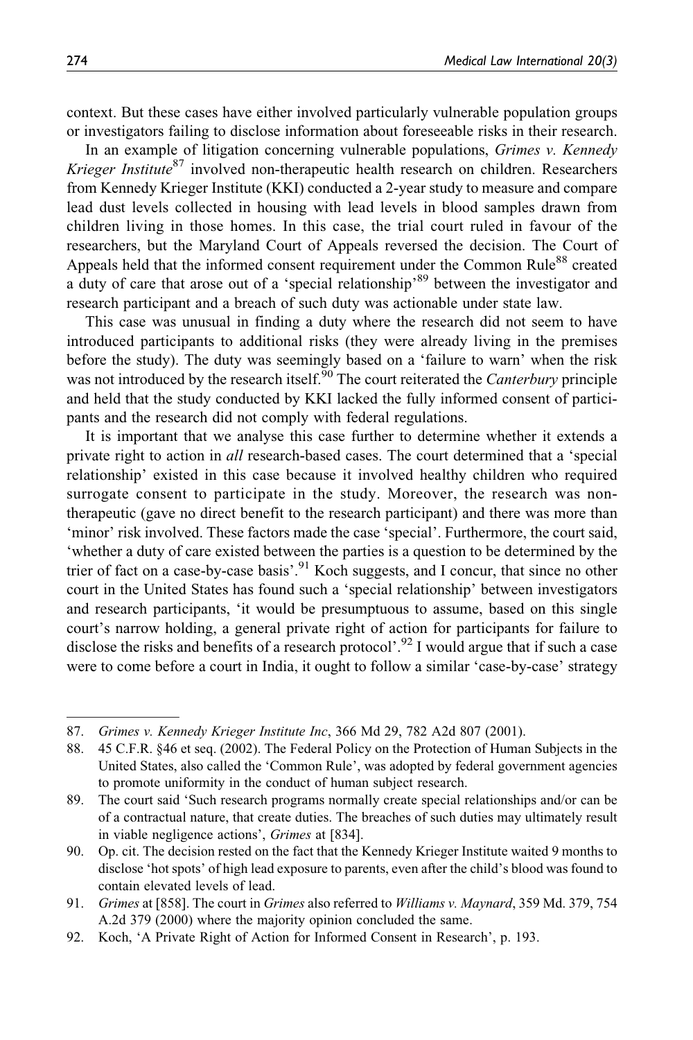context. But these cases have either involved particularly vulnerable population groups or investigators failing to disclose information about foreseeable risks in their research.

In an example of litigation concerning vulnerable populations, *Grimes v. Kennedy Krieger Institute*[87] involved non-therapeutic health research on children. Researchers from Kennedy Krieger Institute (KKI) conducted a 2-year study to measure and compare lead dust levels collected in housing with lead levels in blood samples drawn from children living in those homes. In this case, the trial court ruled in favour of the researchers, but the Maryland Court of Appeals reversed the decision. The Court of Appeals held that the informed consent requirement under the Common Rule[88] created a duty of care that arose out of a 'special relationship'[89] between the investigator and research participant and a breach of such duty was actionable under state law.

This case was unusual in finding a duty where the research did not seem to have introduced participants to additional risks (they were already living in the premises before the study). The duty was seemingly based on a 'failure to warn' when the risk was not introduced by the research itself.[90] The court reiterated the *Canterbury* principle and held that the study conducted by KKI lacked the fully informed consent of participants and the research did not comply with federal regulations.

It is important that we analyse this case further to determine whether it extends a private right to action in *all* research-based cases. The court determined that a 'special relationship' existed in this case because it involved healthy children who required surrogate consent to participate in the study. Moreover, the research was non-therapeutic (gave no direct benefit to the research participant) and there was more than 'minor' risk involved. These factors made the case 'special'. Furthermore, the court said, 'whether a duty of care existed between the parties is a question to be determined by the trier of fact on a case-by-case basis'.[91] Koch suggests, and I concur, that since no other court in the United States has found such a 'special relationship' between investigators and research participants, 'it would be presumptuous to assume, based on this single court's narrow holding, a general private right of action for participants for failure to disclose the risks and benefits of a research protocol'.[92] I would argue that if such a case were to come before a court in India, it ought to follow a similar 'case-by-case' strategy

---

87. *Grimes v. Kennedy Krieger Institute Inc*, 366 Md 29, 782 A2d 807 (2001).
88. 45 C.F.R. §46 et seq. (2002). The Federal Policy on the Protection of Human Subjects in the United States, also called the 'Common Rule', was adopted by federal government agencies to promote uniformity in the conduct of human subject research.
89. The court said 'Such research programs normally create special relationships and/or can be of a contractual nature, that create duties. The breaches of such duties may ultimately result in viable negligence actions', *Grimes* at [834].
90. Op. cit. The decision rested on the fact that the Kennedy Krieger Institute waited 9 months to disclose 'hot spots' of high lead exposure to parents, even after the child's blood was found to contain elevated levels of lead.
91. *Grimes* at [858]. The court in *Grimes* also referred to *Williams v. Maynard*, 359 Md. 379, 754 A.2d 379 (2000) where the majority opinion concluded the same.
92. Koch, 'A Private Right of Action for Informed Consent in Research', p. 193.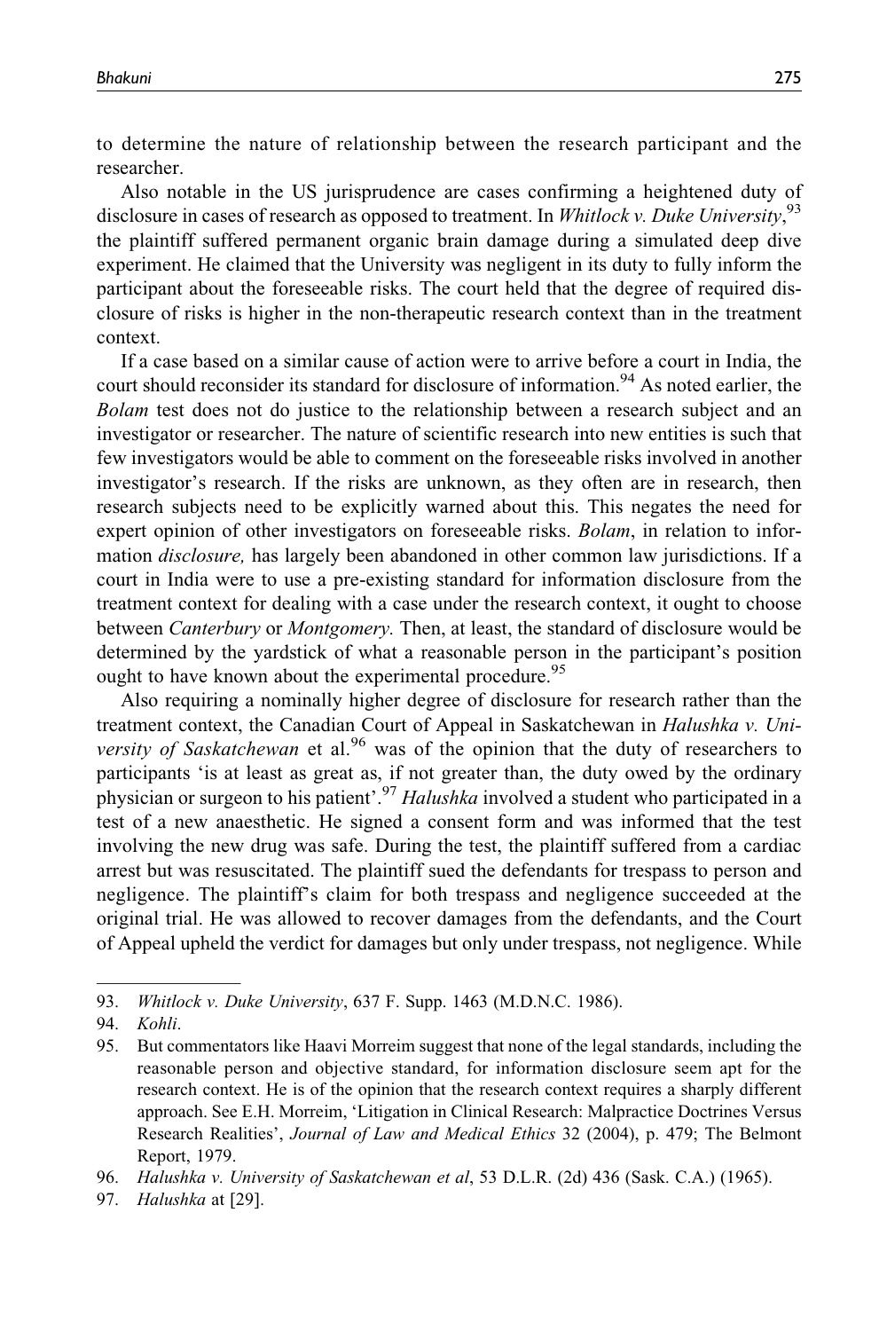to determine the nature of relationship between the research participant and the researcher.

Also notable in the US jurisprudence are cases confirming a heightened duty of disclosure in cases of research as opposed to treatment. In *Whitlock v. Duke University*,[93] the plaintiff suffered permanent organic brain damage during a simulated deep dive experiment. He claimed that the University was negligent in its duty to fully inform the participant about the foreseeable risks. The court held that the degree of required disclosure of risks is higher in the non-therapeutic research context than in the treatment context.

If a case based on a similar cause of action were to arrive before a court in India, the court should reconsider its standard for disclosure of information.[94] As noted earlier, the *Bolam* test does not do justice to the relationship between a research subject and an investigator or researcher. The nature of scientific research into new entities is such that few investigators would be able to comment on the foreseeable risks involved in another investigator's research. If the risks are unknown, as they often are in research, then research subjects need to be explicitly warned about this. This negates the need for expert opinion of other investigators on foreseeable risks. *Bolam*, in relation to information *disclosure,* has largely been abandoned in other common law jurisdictions. If a court in India were to use a pre-existing standard for information disclosure from the treatment context for dealing with a case under the research context, it ought to choose between *Canterbury* or *Montgomery.* Then, at least, the standard of disclosure would be determined by the yardstick of what a reasonable person in the participant's position ought to have known about the experimental procedure.[95]

Also requiring a nominally higher degree of disclosure for research rather than the treatment context, the Canadian Court of Appeal in Saskatchewan in *Halushka v. University of Saskatchewan* et al.[96] was of the opinion that the duty of researchers to participants 'is at least as great as, if not greater than, the duty owed by the ordinary physician or surgeon to his patient'.[97] *Halushka* involved a student who participated in a test of a new anaesthetic. He signed a consent form and was informed that the test involving the new drug was safe. During the test, the plaintiff suffered from a cardiac arrest but was resuscitated. The plaintiff sued the defendants for trespass to person and negligence. The plaintiff's claim for both trespass and negligence succeeded at the original trial. He was allowed to recover damages from the defendants, and the Court of Appeal upheld the verdict for damages but only under trespass, not negligence. While

---

93. *Whitlock v. Duke University*, 637 F. Supp. 1463 (M.D.N.C. 1986).

94. *Kohli*.

95. But commentators like Haavi Morreim suggest that none of the legal standards, including the reasonable person and objective standard, for information disclosure seem apt for the research context. He is of the opinion that the research context requires a sharply different approach. See E.H. Morreim, 'Litigation in Clinical Research: Malpractice Doctrines Versus Research Realities', *Journal of Law and Medical Ethics* 32 (2004), p. 479; The Belmont Report, 1979.

96. *Halushka v. University of Saskatchewan et al*, 53 D.L.R. (2d) 436 (Sask. C.A.) (1965).

97. *Halushka* at [29].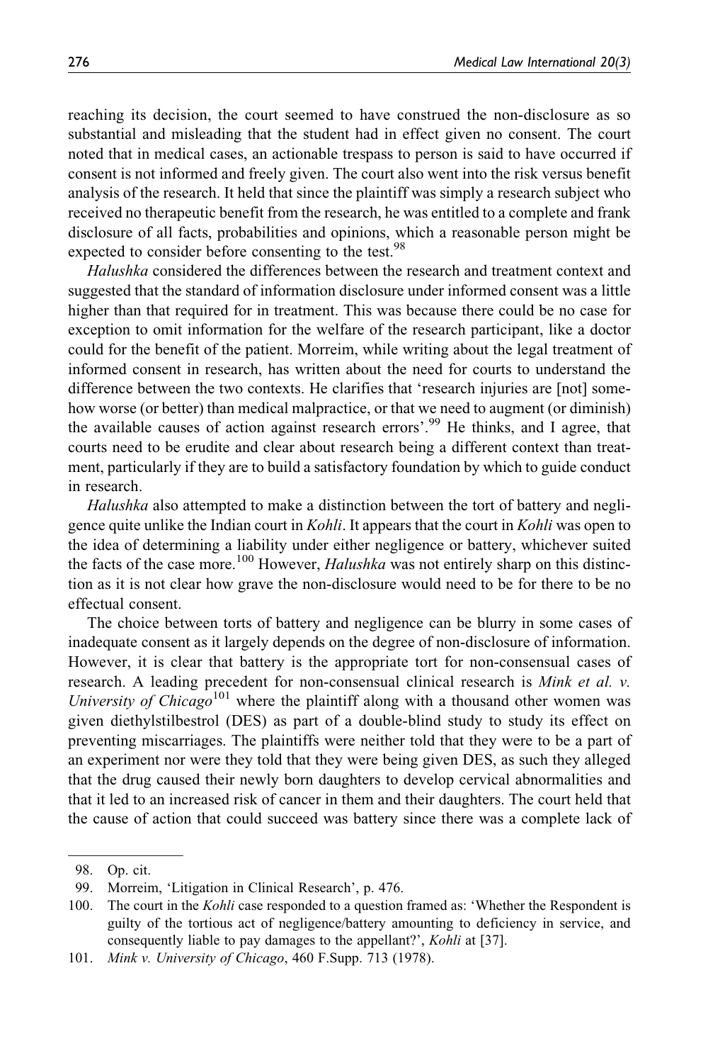reaching its decision, the court seemed to have construed the non-disclosure as so substantial and misleading that the student had in effect given no consent. The court noted that in medical cases, an actionable trespass to person is said to have occurred if consent is not informed and freely given. The court also went into the risk versus benefit analysis of the research. It held that since the plaintiff was simply a research subject who received no therapeutic benefit from the research, he was entitled to a complete and frank disclosure of all facts, probabilities and opinions, which a reasonable person might be expected to consider before consenting to the test.[98]

*Halushka* considered the differences between the research and treatment context and suggested that the standard of information disclosure under informed consent was a little higher than that required for in treatment. This was because there could be no case for exception to omit information for the welfare of the research participant, like a doctor could for the benefit of the patient. Morreim, while writing about the legal treatment of informed consent in research, has written about the need for courts to understand the difference between the two contexts. He clarifies that 'research injuries are [not] somehow worse (or better) than medical malpractice, or that we need to augment (or diminish) the available causes of action against research errors'.[99] He thinks, and I agree, that courts need to be erudite and clear about research being a different context than treatment, particularly if they are to build a satisfactory foundation by which to guide conduct in research.

*Halushka* also attempted to make a distinction between the tort of battery and negligence quite unlike the Indian court in *Kohli*. It appears that the court in *Kohli* was open to the idea of determining a liability under either negligence or battery, whichever suited the facts of the case more.[100] However, *Halushka* was not entirely sharp on this distinction as it is not clear how grave the non-disclosure would need to be for there to be no effectual consent.

The choice between torts of battery and negligence can be blurry in some cases of inadequate consent as it largely depends on the degree of non-disclosure of information. However, it is clear that battery is the appropriate tort for non-consensual cases of research. A leading precedent for non-consensual clinical research is *Mink et al. v. University of Chicago*[101] where the plaintiff along with a thousand other women was given diethylstilbestrol (DES) as part of a double-blind study to study its effect on preventing miscarriages. The plaintiffs were neither told that they were to be a part of an experiment nor were they told that they were being given DES, as such they alleged that the drug caused their newly born daughters to develop cervical abnormalities and that it led to an increased risk of cancer in them and their daughters. The court held that the cause of action that could succeed was battery since there was a complete lack of

98. Op. cit.
99. Morreim, 'Litigation in Clinical Research', p. 476.
100. The court in the *Kohli* case responded to a question framed as: 'Whether the Respondent is guilty of the tortious act of negligence/battery amounting to deficiency in service, and consequently liable to pay damages to the appellant?', *Kohli* at [37].
101. *Mink v. University of Chicago*, 460 F.Supp. 713 (1978).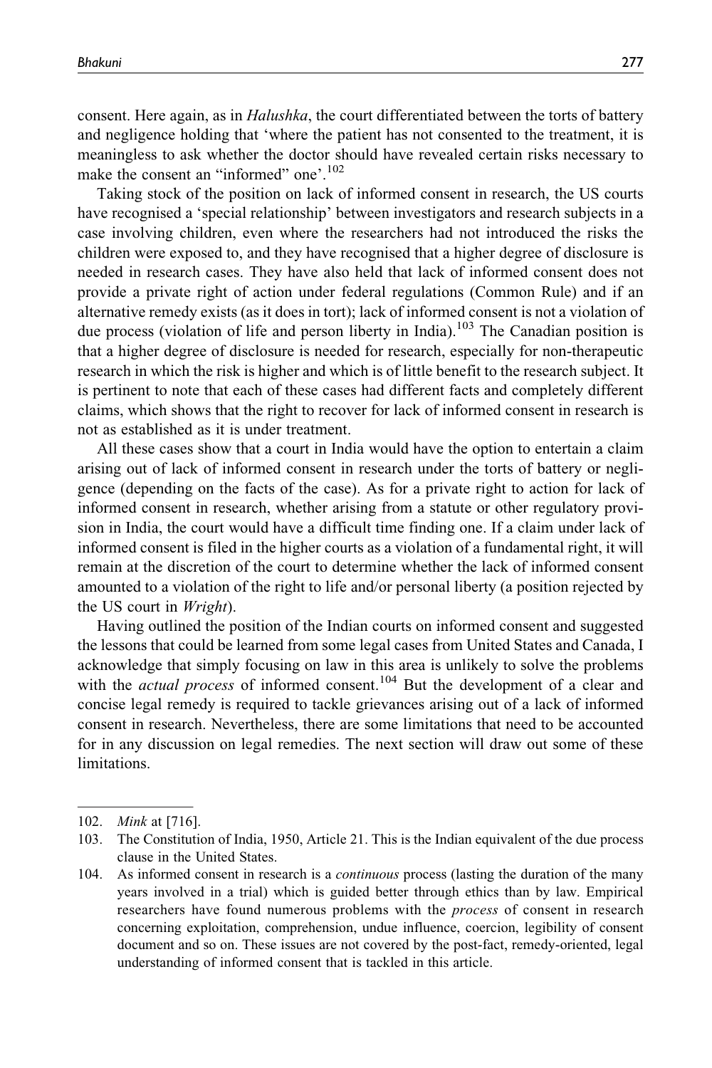consent. Here again, as in *Halushka*, the court differentiated between the torts of battery and negligence holding that 'where the patient has not consented to the treatment, it is meaningless to ask whether the doctor should have revealed certain risks necessary to make the consent an "informed" one'.[102]

Taking stock of the position on lack of informed consent in research, the US courts have recognised a 'special relationship' between investigators and research subjects in a case involving children, even where the researchers had not introduced the risks the children were exposed to, and they have recognised that a higher degree of disclosure is needed in research cases. They have also held that lack of informed consent does not provide a private right of action under federal regulations (Common Rule) and if an alternative remedy exists (as it does in tort); lack of informed consent is not a violation of due process (violation of life and person liberty in India).[103] The Canadian position is that a higher degree of disclosure is needed for research, especially for non-therapeutic research in which the risk is higher and which is of little benefit to the research subject. It is pertinent to note that each of these cases had different facts and completely different claims, which shows that the right to recover for lack of informed consent in research is not as established as it is under treatment.

All these cases show that a court in India would have the option to entertain a claim arising out of lack of informed consent in research under the torts of battery or negligence (depending on the facts of the case). As for a private right to action for lack of informed consent in research, whether arising from a statute or other regulatory provision in India, the court would have a difficult time finding one. If a claim under lack of informed consent is filed in the higher courts as a violation of a fundamental right, it will remain at the discretion of the court to determine whether the lack of informed consent amounted to a violation of the right to life and/or personal liberty (a position rejected by the US court in *Wright*).

Having outlined the position of the Indian courts on informed consent and suggested the lessons that could be learned from some legal cases from United States and Canada, I acknowledge that simply focusing on law in this area is unlikely to solve the problems with the *actual process* of informed consent.[104] But the development of a clear and concise legal remedy is required to tackle grievances arising out of a lack of informed consent in research. Nevertheless, there are some limitations that need to be accounted for in any discussion on legal remedies. The next section will draw out some of these limitations.

---

102. *Mink* at [716].

103. The Constitution of India, 1950, Article 21. This is the Indian equivalent of the due process clause in the United States.

104. As informed consent in research is a *continuous* process (lasting the duration of the many years involved in a trial) which is guided better through ethics than by law. Empirical researchers have found numerous problems with the *process* of consent in research concerning exploitation, comprehension, undue influence, coercion, legibility of consent document and so on. These issues are not covered by the post-fact, remedy-oriented, legal understanding of informed consent that is tackled in this article.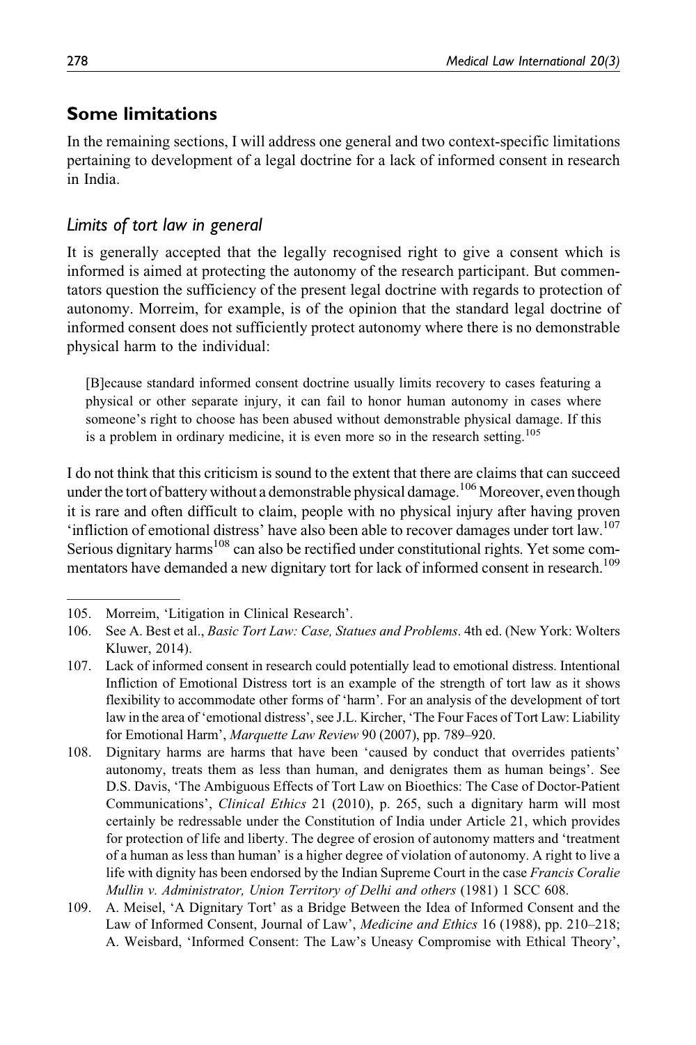## Some limitations

In the remaining sections, I will address one general and two context-specific limitations pertaining to development of a legal doctrine for a lack of informed consent in research in India.

### *Limits of tort law in general*

It is generally accepted that the legally recognised right to give a consent which is informed is aimed at protecting the autonomy of the research participant. But commentators question the sufficiency of the present legal doctrine with regards to protection of autonomy. Morreim, for example, is of the opinion that the standard legal doctrine of informed consent does not sufficiently protect autonomy where there is no demonstrable physical harm to the individual:

> [B]ecause standard informed consent doctrine usually limits recovery to cases featuring a physical or other separate injury, it can fail to honor human autonomy in cases where someone's right to choose has been abused without demonstrable physical damage. If this is a problem in ordinary medicine, it is even more so in the research setting.[105]

I do not think that this criticism is sound to the extent that there are claims that can succeed under the tort of battery without a demonstrable physical damage.[106] Moreover, even though it is rare and often difficult to claim, people with no physical injury after having proven 'infliction of emotional distress' have also been able to recover damages under tort law.[107] Serious dignitary harms[108] can also be rectified under constitutional rights. Yet some commentators have demanded a new dignitary tort for lack of informed consent in research.[109]

---

105. Morreim, 'Litigation in Clinical Research'.
106. See A. Best et al., *Basic Tort Law: Case, Statues and Problems*. 4th ed. (New York: Wolters Kluwer, 2014).
107. Lack of informed consent in research could potentially lead to emotional distress. Intentional Infliction of Emotional Distress tort is an example of the strength of tort law as it shows flexibility to accommodate other forms of 'harm'. For an analysis of the development of tort law in the area of 'emotional distress', see J.L. Kircher, 'The Four Faces of Tort Law: Liability for Emotional Harm', *Marquette Law Review* 90 (2007), pp. 789–920.
108. Dignitary harms are harms that have been 'caused by conduct that overrides patients' autonomy, treats them as less than human, and denigrates them as human beings'. See D.S. Davis, 'The Ambiguous Effects of Tort Law on Bioethics: The Case of Doctor-Patient Communications', *Clinical Ethics* 21 (2010), p. 265, such a dignitary harm will most certainly be redressable under the Constitution of India under Article 21, which provides for protection of life and liberty. The degree of erosion of autonomy matters and 'treatment of a human as less than human' is a higher degree of violation of autonomy. A right to live a life with dignity has been endorsed by the Indian Supreme Court in the case *Francis Coralie Mullin v. Administrator, Union Territory of Delhi and others* (1981) 1 SCC 608.
109. A. Meisel, 'A Dignitary Tort' as a Bridge Between the Idea of Informed Consent and the Law of Informed Consent, Journal of Law', *Medicine and Ethics* 16 (1988), pp. 210–218; A. Weisbard, 'Informed Consent: The Law's Uneasy Compromise with Ethical Theory',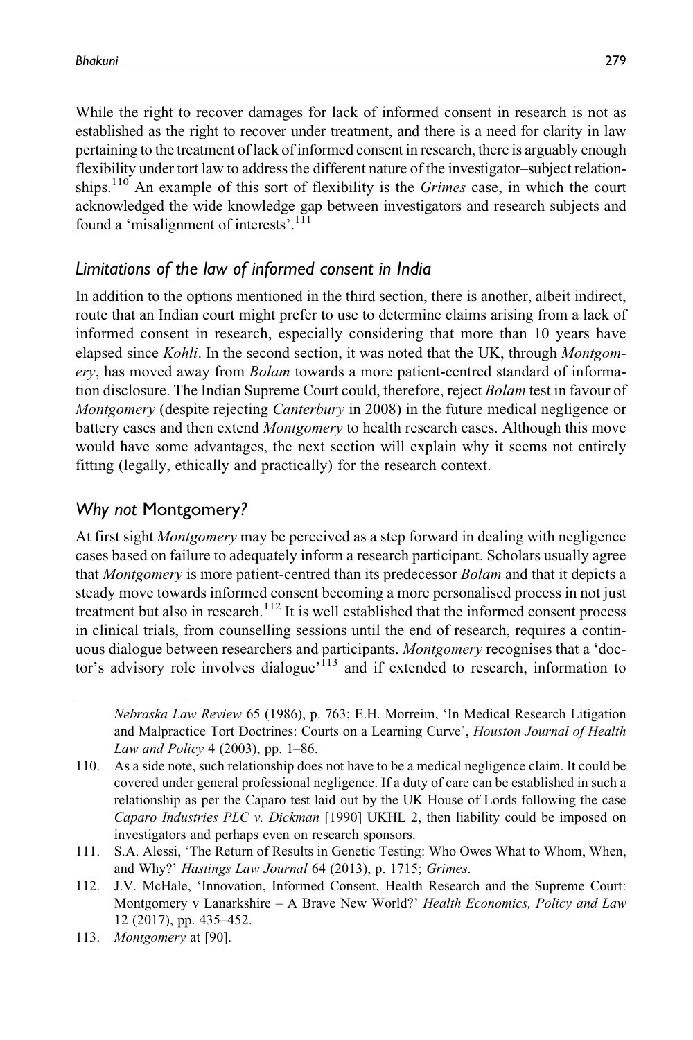While the right to recover damages for lack of informed consent in research is not as established as the right to recover under treatment, and there is a need for clarity in law pertaining to the treatment of lack of informed consent in research, there is arguably enough flexibility under tort law to address the different nature of the investigator–subject relationships.[110] An example of this sort of flexibility is the *Grimes* case, in which the court acknowledged the wide knowledge gap between investigators and research subjects and found a 'misalignment of interests'.[111]

### *Limitations of the law of informed consent in India*

In addition to the options mentioned in the third section, there is another, albeit indirect, route that an Indian court might prefer to use to determine claims arising from a lack of informed consent in research, especially considering that more than 10 years have elapsed since *Kohli*. In the second section, it was noted that the UK, through *Montgomery*, has moved away from *Bolam* towards a more patient-centred standard of information disclosure. The Indian Supreme Court could, therefore, reject *Bolam* test in favour of *Montgomery* (despite rejecting *Canterbury* in 2008) in the future medical negligence or battery cases and then extend *Montgomery* to health research cases. Although this move would have some advantages, the next section will explain why it seems not entirely fitting (legally, ethically and practically) for the research context.

## *Why not* Montgomery?

At first sight *Montgomery* may be perceived as a step forward in dealing with negligence cases based on failure to adequately inform a research participant. Scholars usually agree that *Montgomery* is more patient-centred than its predecessor *Bolam* and that it depicts a steady move towards informed consent becoming a more personalised process in not just treatment but also in research.[112] It is well established that the informed consent process in clinical trials, from counselling sessions until the end of research, requires a continuous dialogue between researchers and participants. *Montgomery* recognises that a 'doctor's advisory role involves dialogue'[113] and if extended to research, information to

---

*Nebraska Law Review* 65 (1986), p. 763; E.H. Morreim, 'In Medical Research Litigation and Malpractice Tort Doctrines: Courts on a Learning Curve', *Houston Journal of Health Law and Policy* 4 (2003), pp. 1–86.

110. As a side note, such relationship does not have to be a medical negligence claim. It could be covered under general professional negligence. If a duty of care can be established in such a relationship as per the Caparo test laid out by the UK House of Lords following the case *Caparo Industries PLC v. Dickman* [1990] UKHL 2, then liability could be imposed on investigators and perhaps even on research sponsors.

111. S.A. Alessi, 'The Return of Results in Genetic Testing: Who Owes What to Whom, When, and Why?' *Hastings Law Journal* 64 (2013), p. 1715; *Grimes*.

112. J.V. McHale, 'Innovation, Informed Consent, Health Research and the Supreme Court: Montgomery v Lanarkshire – A Brave New World?' *Health Economics, Policy and Law* 12 (2017), pp. 435–452.

113. *Montgomery* at [90].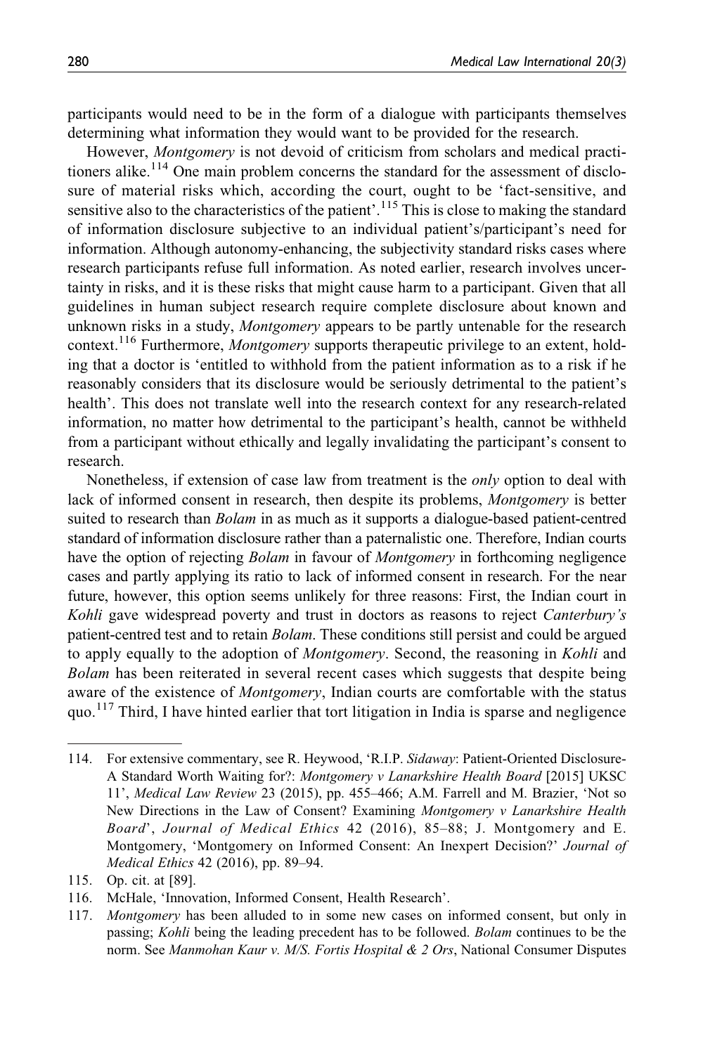participants would need to be in the form of a dialogue with participants themselves determining what information they would want to be provided for the research.

However, *Montgomery* is not devoid of criticism from scholars and medical practitioners alike.[114] One main problem concerns the standard for the assessment of disclosure of material risks which, according the court, ought to be 'fact-sensitive, and sensitive also to the characteristics of the patient'.[115] This is close to making the standard of information disclosure subjective to an individual patient's/participant's need for information. Although autonomy-enhancing, the subjectivity standard risks cases where research participants refuse full information. As noted earlier, research involves uncertainty in risks, and it is these risks that might cause harm to a participant. Given that all guidelines in human subject research require complete disclosure about known and unknown risks in a study, *Montgomery* appears to be partly untenable for the research context.[116] Furthermore, *Montgomery* supports therapeutic privilege to an extent, holding that a doctor is 'entitled to withhold from the patient information as to a risk if he reasonably considers that its disclosure would be seriously detrimental to the patient's health'. This does not translate well into the research context for any research-related information, no matter how detrimental to the participant's health, cannot be withheld from a participant without ethically and legally invalidating the participant's consent to research.

Nonetheless, if extension of case law from treatment is the *only* option to deal with lack of informed consent in research, then despite its problems, *Montgomery* is better suited to research than *Bolam* in as much as it supports a dialogue-based patient-centred standard of information disclosure rather than a paternalistic one. Therefore, Indian courts have the option of rejecting *Bolam* in favour of *Montgomery* in forthcoming negligence cases and partly applying its ratio to lack of informed consent in research. For the near future, however, this option seems unlikely for three reasons: First, the Indian court in *Kohli* gave widespread poverty and trust in doctors as reasons to reject *Canterbury's* patient-centred test and to retain *Bolam*. These conditions still persist and could be argued to apply equally to the adoption of *Montgomery*. Second, the reasoning in *Kohli* and *Bolam* has been reiterated in several recent cases which suggests that despite being aware of the existence of *Montgomery*, Indian courts are comfortable with the status quo.[117] Third, I have hinted earlier that tort litigation in India is sparse and negligence

114. For extensive commentary, see R. Heywood, 'R.I.P. *Sidaway*: Patient-Oriented Disclosure-A Standard Worth Waiting for?: *Montgomery v Lanarkshire Health Board* [2015] UKSC 11', *Medical Law Review* 23 (2015), pp. 455–466; A.M. Farrell and M. Brazier, 'Not so New Directions in the Law of Consent? Examining *Montgomery v Lanarkshire Health Board*', *Journal of Medical Ethics* 42 (2016), 85–88; J. Montgomery and E. Montgomery, 'Montgomery on Informed Consent: An Inexpert Decision?' *Journal of Medical Ethics* 42 (2016), pp. 89–94.

115. Op. cit. at [89].

116. McHale, 'Innovation, Informed Consent, Health Research'.

117. *Montgomery* has been alluded to in some new cases on informed consent, but only in passing; *Kohli* being the leading precedent has to be followed. *Bolam* continues to be the norm. See *Manmohan Kaur v. M/S. Fortis Hospital & 2 Ors*, National Consumer Disputes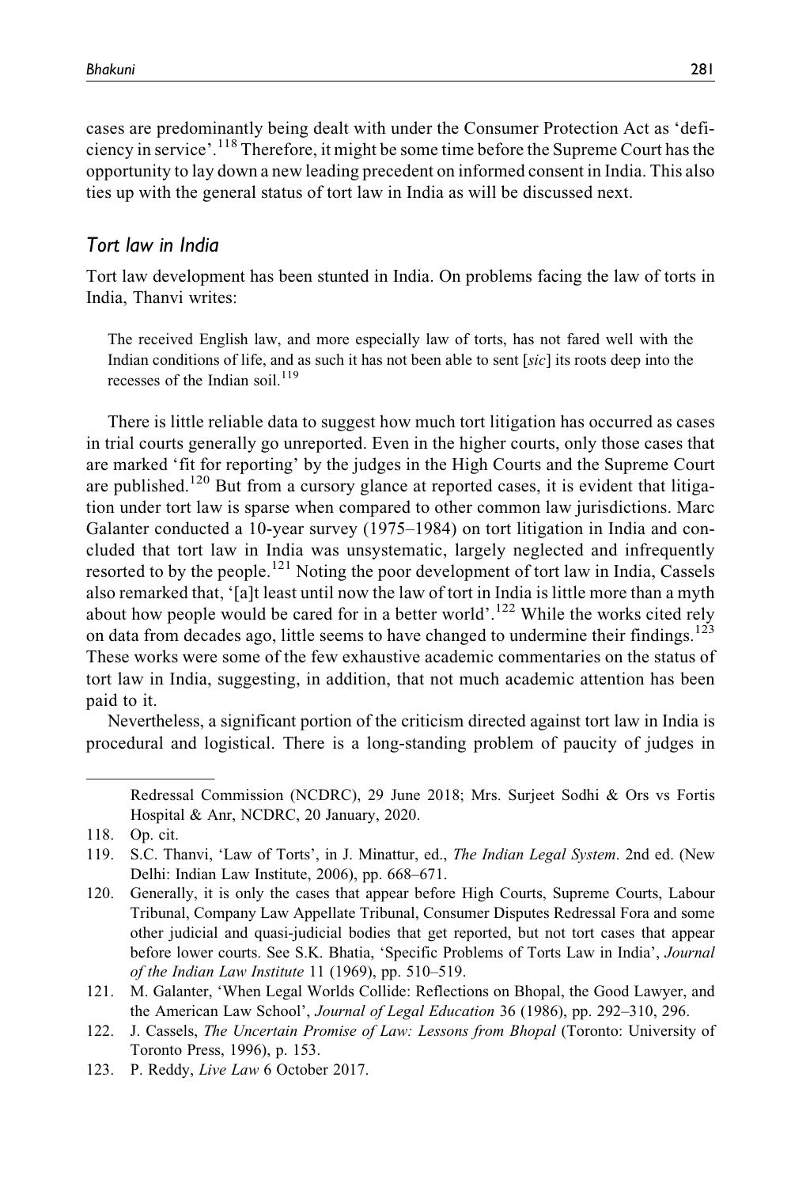cases are predominantly being dealt with under the Consumer Protection Act as 'deficiency in service'.[118] Therefore, it might be some time before the Supreme Court has the opportunity to lay down a new leading precedent on informed consent in India. This also ties up with the general status of tort law in India as will be discussed next.

### *Tort law in India*

Tort law development has been stunted in India. On problems facing the law of torts in India, Thanvi writes:

> The received English law, and more especially law of torts, has not fared well with the Indian conditions of life, and as such it has not been able to sent [*sic*] its roots deep into the recesses of the Indian soil.[119]

There is little reliable data to suggest how much tort litigation has occurred as cases in trial courts generally go unreported. Even in the higher courts, only those cases that are marked 'fit for reporting' by the judges in the High Courts and the Supreme Court are published.[120] But from a cursory glance at reported cases, it is evident that litigation under tort law is sparse when compared to other common law jurisdictions. Marc Galanter conducted a 10-year survey (1975–1984) on tort litigation in India and concluded that tort law in India was unsystematic, largely neglected and infrequently resorted to by the people.[121] Noting the poor development of tort law in India, Cassels also remarked that, '[a]t least until now the law of tort in India is little more than a myth about how people would be cared for in a better world'.[122] While the works cited rely on data from decades ago, little seems to have changed to undermine their findings.[123] These works were some of the few exhaustive academic commentaries on the status of tort law in India, suggesting, in addition, that not much academic attention has been paid to it.

Nevertheless, a significant portion of the criticism directed against tort law in India is procedural and logistical. There is a long-standing problem of paucity of judges in

---

Redressal Commission (NCDRC), 29 June 2018; Mrs. Surjeet Sodhi & Ors vs Fortis Hospital & Anr, NCDRC, 20 January, 2020.

118. Op. cit.
119. S.C. Thanvi, 'Law of Torts', in J. Minattur, ed., *The Indian Legal System*. 2nd ed. (New Delhi: Indian Law Institute, 2006), pp. 668–671.
120. Generally, it is only the cases that appear before High Courts, Supreme Courts, Labour Tribunal, Company Law Appellate Tribunal, Consumer Disputes Redressal Fora and some other judicial and quasi-judicial bodies that get reported, but not tort cases that appear before lower courts. See S.K. Bhatia, 'Specific Problems of Torts Law in India', *Journal of the Indian Law Institute* 11 (1969), pp. 510–519.
121. M. Galanter, 'When Legal Worlds Collide: Reflections on Bhopal, the Good Lawyer, and the American Law School', *Journal of Legal Education* 36 (1986), pp. 292–310, 296.
122. J. Cassels, *The Uncertain Promise of Law: Lessons from Bhopal* (Toronto: University of Toronto Press, 1996), p. 153.
123. P. Reddy, *Live Law* 6 October 2017.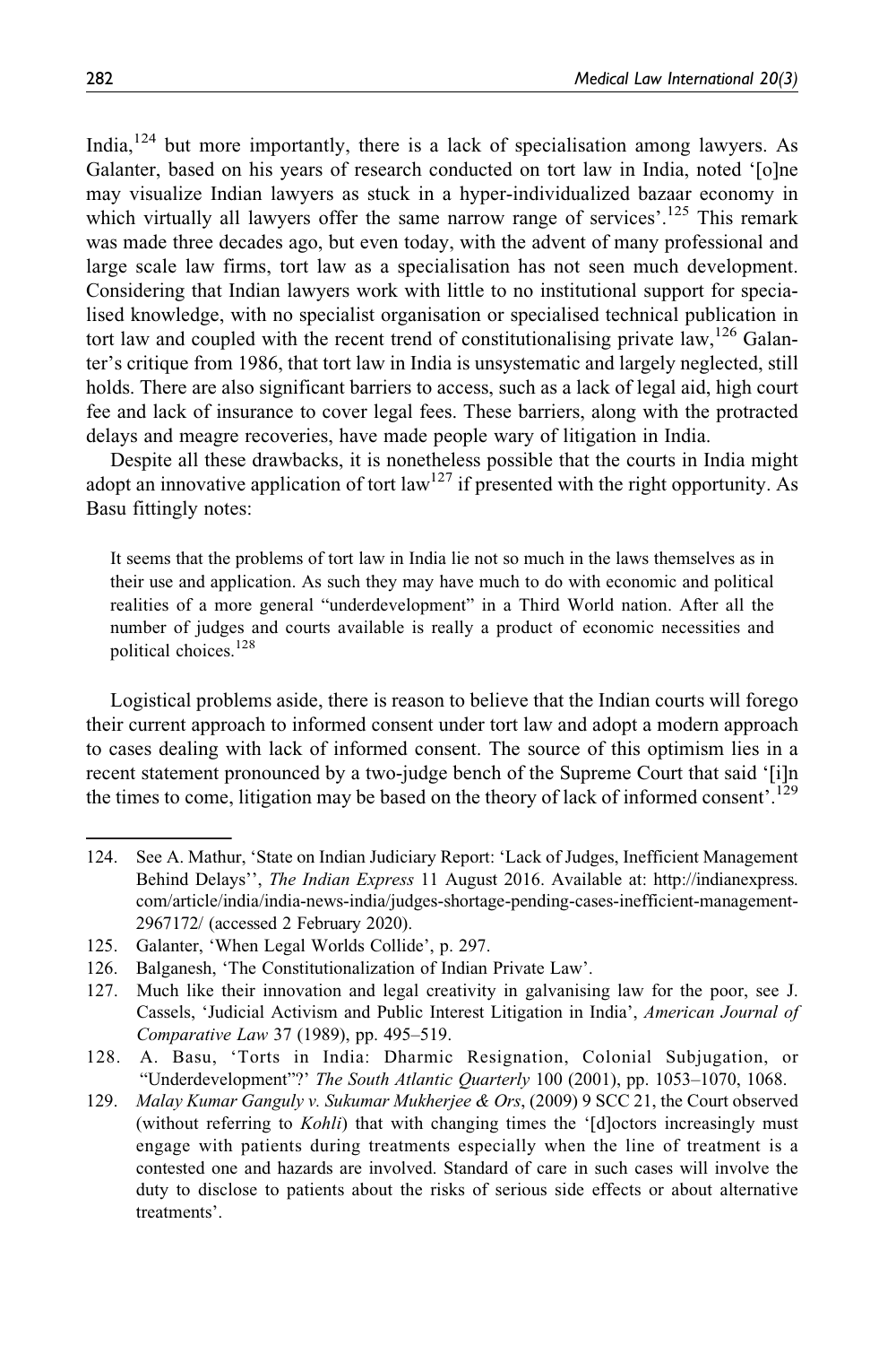India,[124] but more importantly, there is a lack of specialisation among lawyers. As Galanter, based on his years of research conducted on tort law in India, noted '[o]ne may visualize Indian lawyers as stuck in a hyper-individualized bazaar economy in which virtually all lawyers offer the same narrow range of services'.[125] This remark was made three decades ago, but even today, with the advent of many professional and large scale law firms, tort law as a specialisation has not seen much development. Considering that Indian lawyers work with little to no institutional support for specialised knowledge, with no specialist organisation or specialised technical publication in tort law and coupled with the recent trend of constitutionalising private law,[126] Galanter's critique from 1986, that tort law in India is unsystematic and largely neglected, still holds. There are also significant barriers to access, such as a lack of legal aid, high court fee and lack of insurance to cover legal fees. These barriers, along with the protracted delays and meagre recoveries, have made people wary of litigation in India.

Despite all these drawbacks, it is nonetheless possible that the courts in India might adopt an innovative application of tort law[127] if presented with the right opportunity. As Basu fittingly notes:

> It seems that the problems of tort law in India lie not so much in the laws themselves as in their use and application. As such they may have much to do with economic and political realities of a more general "underdevelopment" in a Third World nation. After all the number of judges and courts available is really a product of economic necessities and political choices.[128]

Logistical problems aside, there is reason to believe that the Indian courts will forego their current approach to informed consent under tort law and adopt a modern approach to cases dealing with lack of informed consent. The source of this optimism lies in a recent statement pronounced by a two-judge bench of the Supreme Court that said '[i]n the times to come, litigation may be based on the theory of lack of informed consent'.[129]

---

124. See A. Mathur, 'State on Indian Judiciary Report: 'Lack of Judges, Inefficient Management Behind Delays'', *The Indian Express* 11 August 2016. Available at: http://indianexpress.com/article/india/india-news-india/judges-shortage-pending-cases-inefficient-management-2967172/ (accessed 2 February 2020).
125. Galanter, 'When Legal Worlds Collide', p. 297.
126. Balganesh, 'The Constitutionalization of Indian Private Law'.
127. Much like their innovation and legal creativity in galvanising law for the poor, see J. Cassels, 'Judicial Activism and Public Interest Litigation in India', *American Journal of Comparative Law* 37 (1989), pp. 495–519.
128. A. Basu, 'Torts in India: Dharmic Resignation, Colonial Subjugation, or "Underdevelopment"?' *The South Atlantic Quarterly* 100 (2001), pp. 1053–1070, 1068.
129. *Malay Kumar Ganguly v. Sukumar Mukherjee & Ors*, (2009) 9 SCC 21, the Court observed (without referring to *Kohli*) that with changing times the '[d]octors increasingly must engage with patients during treatments especially when the line of treatment is a contested one and hazards are involved. Standard of care in such cases will involve the duty to disclose to patients about the risks of serious side effects or about alternative treatments'.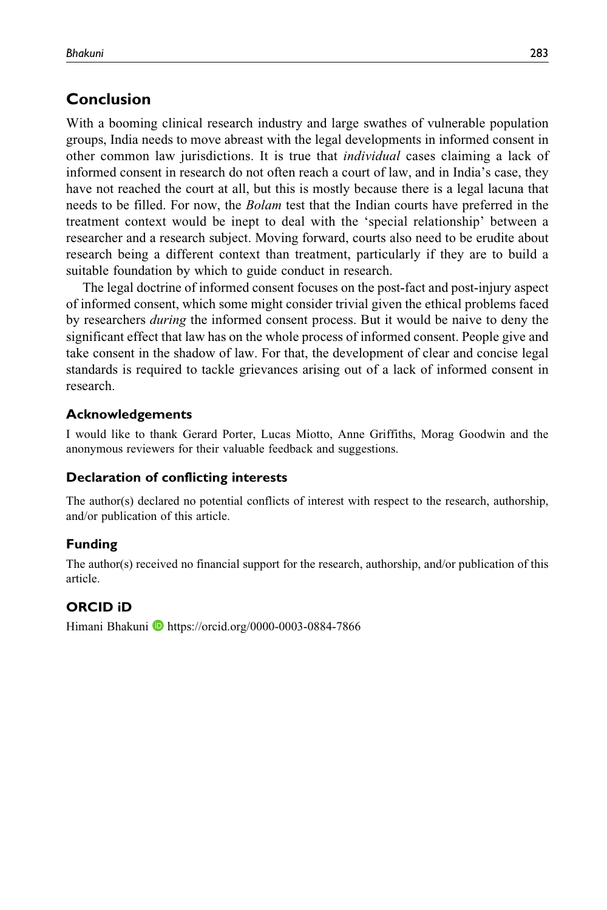## Conclusion

With a booming clinical research industry and large swathes of vulnerable population groups, India needs to move abreast with the legal developments in informed consent in other common law jurisdictions. It is true that *individual* cases claiming a lack of informed consent in research do not often reach a court of law, and in India's case, they have not reached the court at all, but this is mostly because there is a legal lacuna that needs to be filled. For now, the *Bolam* test that the Indian courts have preferred in the treatment context would be inept to deal with the 'special relationship' between a researcher and a research subject. Moving forward, courts also need to be erudite about research being a different context than treatment, particularly if they are to build a suitable foundation by which to guide conduct in research.

The legal doctrine of informed consent focuses on the post-fact and post-injury aspect of informed consent, which some might consider trivial given the ethical problems faced by researchers *during* the informed consent process. But it would be naive to deny the significant effect that law has on the whole process of informed consent. People give and take consent in the shadow of law. For that, the development of clear and concise legal standards is required to tackle grievances arising out of a lack of informed consent in research.

### Acknowledgements

I would like to thank Gerard Porter, Lucas Miotto, Anne Griffiths, Morag Goodwin and the anonymous reviewers for their valuable feedback and suggestions.

### Declaration of conflicting interests

The author(s) declared no potential conflicts of interest with respect to the research, authorship, and/or publication of this article.

### Funding

The author(s) received no financial support for the research, authorship, and/or publication of this article.

### ORCID iD

Himani Bhakuni https://orcid.org/0000-0003-0884-7866